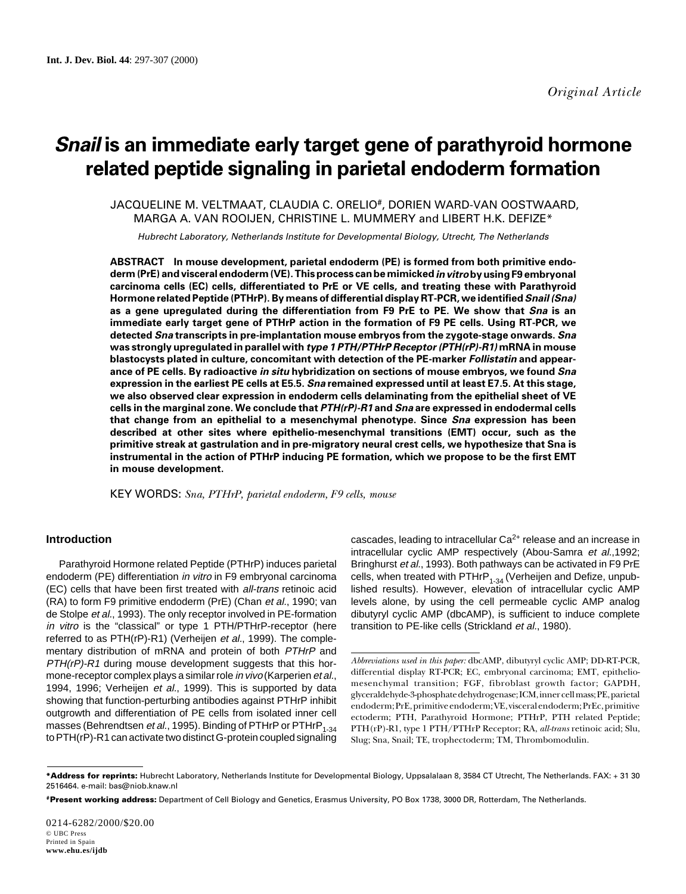Original Article

# *Snail* is an immediate early target gene of parathyroid hormone related peptide signaling in parietal endoderm formation

JACQUELINE M. VELTMAAT, CLAUDIA C. ORELIO[#], DORIEN WARD-VAN OOSTWAARD, MARGA A. VAN ROOIJEN, CHRISTINE L. MUMMERY and LIBERT H.K. DEFIZE*

*Hubrecht Laboratory, Netherlands Institute for Developmental Biology, Utrecht, The Netherlands*

**ABSTRACT In mouse development, parietal endoderm (PE) is formed from both primitive endoderm (PrE) and visceral endoderm (VE). This process can be mimicked *in vitro* by using F9 embryonal carcinoma cells (EC) cells, differentiated to PrE or VE cells, and treating these with Parathyroid Hormone related Peptide (PTHrP). By means of differential display RT-PCR, we identified *Snail (Sna)* as a gene upregulated during the differentiation from F9 PrE to PE. We show that *Sna* is an immediate early target gene of PTHrP action in the formation of F9 PE cells. Using RT-PCR, we detected *Sna* transcripts in pre-implantation mouse embryos from the zygote-stage onwards. *Sna* was strongly upregulated in parallel with *type 1 PTH/PTHrP Receptor (PTH(rP)-R1)* mRNA in mouse blastocysts plated in culture, concomitant with detection of the PE-marker *Follistatin* and appearance of PE cells. By radioactive *in situ* hybridization on sections of mouse embryos, we found *Sna* expression in the earliest PE cells at E5.5. *Sna* remained expressed until at least E7.5. At this stage, we also observed clear expression in endoderm cells delaminating from the epithelial sheet of VE cells in the marginal zone. We conclude that *PTH(rP)-R1* and *Sna* are expressed in endodermal cells that change from an epithelial to a mesenchymal phenotype. Since *Sna* expression has been described at other sites where epithelio-mesenchymal transitions (EMT) occur, such as the primitive streak at gastrulation and in pre-migratory neural crest cells, we hypothesize that Sna is instrumental in the action of PTHrP inducing PE formation, which we propose to be the first EMT in mouse development.**

KEY WORDS: *Sna, PTHrP, parietal endoderm, F9 cells, mouse*

## Introduction

Parathyroid Hormone related Peptide (PTHrP) induces parietal endoderm (PE) differentiation *in vitro* in F9 embryonal carcinoma (EC) cells that have been first treated with *all-trans* retinoic acid (RA) to form F9 primitive endoderm (PrE) (Chan *et al.*, 1990; van de Stolpe *et al.*, 1993). The only receptor involved in PE-formation *in vitro* is the "classical" or type 1 PTH/PTHrP-receptor (here referred to as PTH(rP)-R1) (Verheijen *et al.*, 1999). The complementary distribution of mRNA and protein of both *PTHrP* and *PTH(rP)-R1* during mouse development suggests that this hormone-receptor complex plays a similar role *in vivo* (Karperien *et al.*, 1994, 1996; Verheijen *et al.*, 1999). This is supported by data showing that function-perturbing antibodies against PTHrP inhibit outgrowth and differentiation of PE cells from isolated inner cell masses (Behrendtsen *et al.*, 1995). Binding of PTHrP or $PTHrP_{1-34}$ to PTH(rP)-R1 can activate two distinct G-protein coupled signaling cascades, leading to intracellular $Ca^{2+}$ release and an increase in intracellular cyclic AMP respectively (Abou-Samra *et al.*,1992; Bringhurst *et al.*, 1993). Both pathways can be activated in F9 PrE cells, when treated with $PTHrP_{1-34}$ (Verheijen and Defize, unpublished results). However, elevation of intracellular cyclic AMP levels alone, by using the cell permeable cyclic AMP analog dibutyryl cyclic AMP (dbcAMP), is sufficient to induce complete transition to PE-like cells (Strickland *et al.*, 1980).

*Abbreviations used in this paper:* dbcAMP, dibutyryl cyclic AMP; DD-RT-PCR, differential display RT-PCR; EC, embryonal carcinoma; EMT, epithelio-mesenchymal transition; FGF, fibroblast growth factor; GAPDH, glyceraldehyde-3-phosphate dehydrogenase; ICM, inner cell mass; PE, parietal endoderm; PrE, primitive endoderm; VE, visceral endoderm; PrEc, primitive ectoderm; PTH, Parathyroid Hormone; PTHrP, PTH related Peptide; PTH(rP)-R1, type 1 PTH/PTHrP Receptor; RA, *all-trans* retinoic acid; Slu, Slug; Sna, Snail; TE, trophectoderm; TM, Thrombomodulin.

**\*Address for reprints:** Hubrecht Laboratory, Netherlands Institute for Developmental Biology, Uppsalalaan 8, 3584 CT Utrecht, The Netherlands. FAX: + 31 30 2516464. e-mail: bas@niob.knaw.nl

**[#]Present working address:** Department of Cell Biology and Genetics, Erasmus University, PO Box 1738, 3000 DR, Rotterdam, The Netherlands.

0214-6282/2000/$20.00
© UBC Press
Printed in Spain
www.ehu.es/ijdb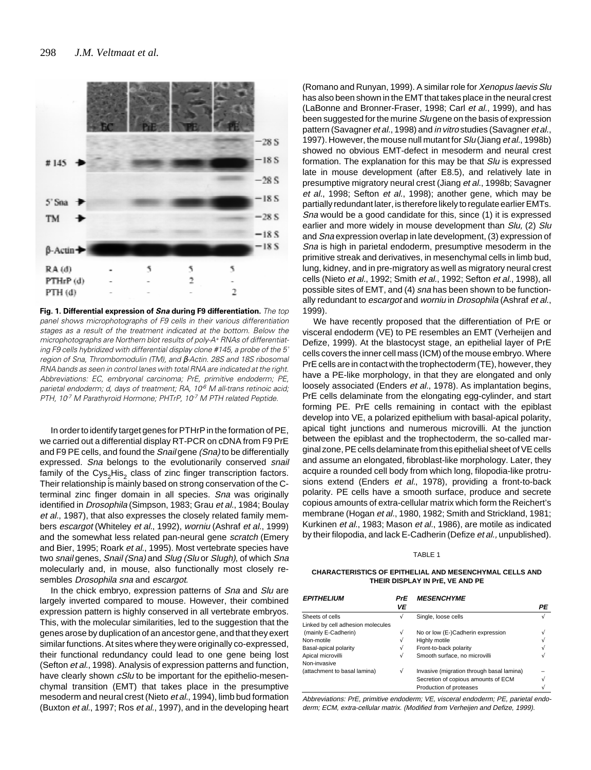**Fig. 1. Differential expression of *Sna* during F9 differentiation.** *The top panel shows microphotographs of F9 cells in their various differentiation stages as a result of the treatment indicated at the bottom. Below the microphotographs are Northern blot results of poly-A+ RNAs of differentiating F9 cells hybridized with differential display clone #145, a probe of the 5' region of Sna, Thrombomodulin (TM), and β-Actin. 28S and 18S ribosomal RNA bands as seen in control lanes with total RNA are indicated at the right. Abbreviations: EC, embryonal carcinoma; PrE, primitive endoderm; PE, parietal endoderm; d, days of treatment; RA, $10^{-6}$ M all-trans retinoic acid; PTH, $10^{-7}$ M Parathyroid Hormone; PHTrP, $10^{-7}$ M PTH related Peptide.*

In order to identify target genes for PTHrP in the formation of PE, we carried out a differential display RT-PCR on cDNA from F9 PrE and F9 PE cells, and found the *Snail* gene *(Sna)* to be differentially expressed. *Sna* belongs to the evolutionarily conserved *snail* family of the $Cys_2His_2$ class of zinc finger transcription factors. Their relationship is mainly based on strong conservation of the C-terminal zinc finger domain in all species. *Sna* was originally identified in *Drosophila* (Simpson, 1983; Grau *et al.*, 1984; Boulay *et al.*, 1987), that also expresses the closely related family members *escargot* (Whiteley *et al.*, 1992), *worniu* (Ashraf *et al.*, 1999) and the somewhat less related pan-neural gene *scratch* (Emery and Bier, 1995; Roark *et al.*, 1995). Most vertebrate species have two *snail* genes, *Snail (Sna)* and *Slug (Slu* or *Slugh)*, of which *Sna* molecularly and, in mouse, also functionally most closely resembles *Drosophila sna* and *escargot*.

In the chick embryo, expression patterns of *Sna* and *Slu* are largely inverted compared to mouse. However, their combined expression pattern is highly conserved in all vertebrate embryos. This, with the molecular similarities, led to the suggestion that the genes arose by duplication of an ancestor gene, and that they exert similar functions. At sites where they were originally co-expressed, their functional redundancy could lead to one gene being lost (Sefton *et al.*, 1998). Analysis of expression patterns and function, have clearly shown *cSlu* to be important for the epithelio-mesenchymal transition (EMT) that takes place in the presumptive mesoderm and neural crest (Nieto *et al.*, 1994), limb bud formation (Buxton *et al.*, 1997; Ros *et al.*, 1997), and in the developing heart (Romano and Runyan, 1999). A similar role for *Xenopus laevis Slu* has also been shown in the EMT that takes place in the neural crest (LaBonne and Bronner-Fraser, 1998; Carl *et al.*, 1999), and has been suggested for the murine *Slu* gene on the basis of expression pattern (Savagner *et al.*, 1998) and *in vitro* studies (Savagner *et al.*, 1997). However, the mouse null mutant for *Slu* (Jiang *et al.*, 1998b) showed no obvious EMT-defect in mesoderm and neural crest formation. The explanation for this may be that *Slu* is expressed late in mouse development (after E8.5), and relatively late in presumptive migratory neural crest (Jiang *et al.*, 1998b; Savagner *et al.*, 1998; Sefton *et al.*, 1998); another gene, which may be partially redundant later, is therefore likely to regulate earlier EMTs. *Sna* would be a good candidate for this, since (1) it is expressed earlier and more widely in mouse development than *Slu,* (2) *Slu* and *Sna* expression overlap in late development, (3) expression of *Sna* is high in parietal endoderm, presumptive mesoderm in the primitive streak and derivatives, in mesenchymal cells in limb bud, lung, kidney, and in pre-migratory as well as migratory neural crest cells (Nieto *et al.*, 1992; Smith *et al.*, 1992; Sefton *et al.*, 1998), all possible sites of EMT, and (4) *sna* has been shown to be functionally redundant to *escargot* and *worniu* in *Drosophila* (Ashraf *et al.*, 1999).

We have recently proposed that the differentiation of PrE or visceral endoderm (VE) to PE resembles an EMT (Verheijen and Defize, 1999). At the blastocyst stage, an epithelial layer of PrE cells covers the inner cell mass (ICM) of the mouse embryo. Where PrE cells are in contact with the trophectoderm (TE), however, they have a PE-like morphology, in that they are elongated and only loosely associated (Enders *et al.*, 1978). As implantation begins, PrE cells delaminate from the elongating egg-cylinder, and start forming PE. PrE cells remaining in contact with the epiblast develop into VE, a polarized epithelium with basal-apical polarity, apical tight junctions and numerous microvilli. At the junction between the epiblast and the trophectoderm, the so-called marginal zone, PE cells delaminate from this epithelial sheet of VE cells and assume an elongated, fibroblast-like morphology. Later, they acquire a rounded cell body from which long, filopodia-like protrusions extend (Enders *et al.*, 1978), providing a front-to-back polarity. PE cells have a smooth surface, produce and secrete copious amounts of extra-cellular matrix which form the Reichert's membrane (Hogan *et al.*, 1980, 1982; Smith and Strickland, 1981; Kurkinen *et al.*, 1983; Mason *et al.*, 1986), are motile as indicated by their filopodia, and lack E-Cadherin (Defize *et al.,* unpublished).

TABLE 1

**CHARACTERISTICS OF EPITHELIAL AND MESENCHYMAL CELLS AND THEIR DISPLAY IN PrE, VE AND PE**

| *EPITHELIUM* | *PrE VE* | *MESENCHYME* | *PE* |
|---|---|---|---|
| Sheets of cells | √ | Single, loose cells | √ |
| Linked by cell adhesion molecules (mainly E-Cadherin) | √ | No or low (E-)Cadherin expression | √ |
| Non-motile | √ | Highly motile | √ |
| Basal-apical polarity | √ | Front-to-back polarity | √ |
| Apical microvilli | √ | Smooth surface, no microvilli | √ |
| Non-invasive (attachment to basal lamina) | √ | Invasive (migration through basal lamina) | – |
| | | Secretion of copious amounts of ECM | √ |
| | | Production of proteases | √ |

*Abbreviations: PrE, primitive endoderm; VE, visceral endoderm; PE, parietal endoderm; ECM, extra-cellular matrix. (Modified from Verheijen and Defize, 1999).*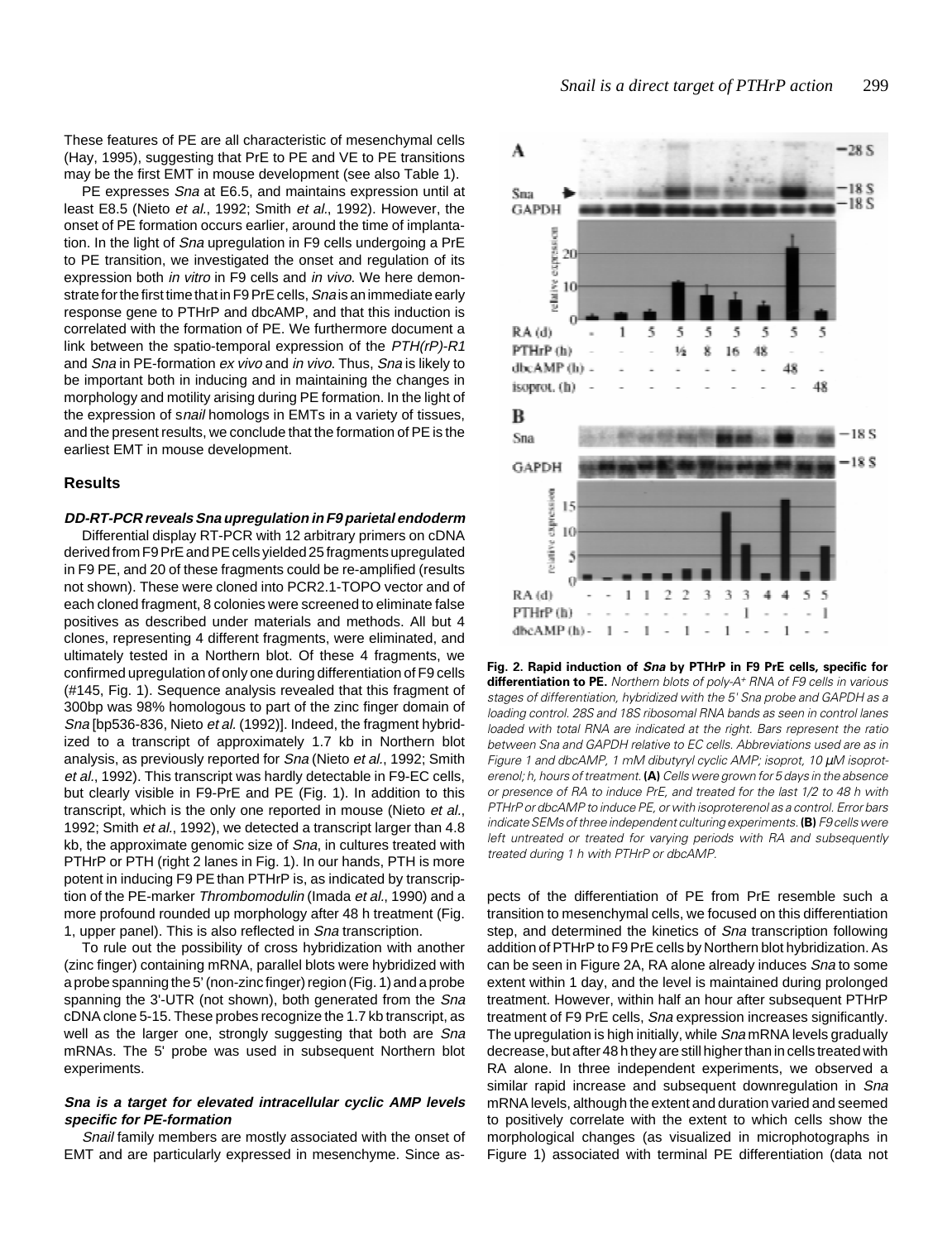These features of PE are all characteristic of mesenchymal cells (Hay, 1995), suggesting that PrE to PE and VE to PE transitions may be the first EMT in mouse development (see also Table 1).

PE expresses *Sna* at E6.5, and maintains expression until at least E8.5 (Nieto *et al.*, 1992; Smith *et al.*, 1992). However, the onset of PE formation occurs earlier, around the time of implantation. In the light of *Sna* upregulation in F9 cells undergoing a PrE to PE transition, we investigated the onset and regulation of its expression both *in vitro* in F9 cells and *in vivo*. We here demonstrate for the first time that in F9 PrE cells, *Sna* is an immediate early response gene to PTHrP and dbcAMP, and that this induction is correlated with the formation of PE. We furthermore document a link between the spatio-temporal expression of the *PTH(rP)-R1* and *Sna* in PE-formation *ex vivo* and *in vivo*. Thus, *Sna* is likely to be important both in inducing and in maintaining the changes in morphology and motility arising during PE formation. In the light of the expression of s*nail* homologs in EMTs in a variety of tissues, and the present results, we conclude that the formation of PE is the earliest EMT in mouse development.

## Results

### DD-RT-PCR reveals *Sna* upregulation in F9 parietal endoderm

Differential display RT-PCR with 12 arbitrary primers on cDNA derived from F9 PrE and PE cells yielded 25 fragments upregulated in F9 PE, and 20 of these fragments could be re-amplified (results not shown). These were cloned into PCR2.1-TOPO vector and of each cloned fragment, 8 colonies were screened to eliminate false positives as described under materials and methods. All but 4 clones, representing 4 different fragments, were eliminated, and ultimately tested in a Northern blot. Of these 4 fragments, we confirmed upregulation of only one during differentiation of F9 cells (#145, Fig. 1). Sequence analysis revealed that this fragment of 300bp was 98% homologous to part of the zinc finger domain of *Sna* [bp536-836, Nieto *et al.* (1992)]. Indeed, the fragment hybridized to a transcript of approximately 1.7 kb in Northern blot analysis, as previously reported for *Sna* (Nieto *et al.*, 1992; Smith *et al.*, 1992). This transcript was hardly detectable in F9-EC cells, but clearly visible in F9-PrE and PE (Fig. 1). In addition to this transcript, which is the only one reported in mouse (Nieto *et al.*, 1992; Smith *et al.*, 1992), we detected a transcript larger than 4.8 kb, the approximate genomic size of *Sna*, in cultures treated with PTHrP or PTH (right 2 lanes in Fig. 1). In our hands, PTH is more potent in inducing F9 PE than PTHrP is, as indicated by transcription of the PE-marker *Thrombomodulin* (Imada *et al.*, 1990) and a more profound rounded up morphology after 48 h treatment (Fig. 1, upper panel). This is also reflected in *Sna* transcription.

To rule out the possibility of cross hybridization with another (zinc finger) containing mRNA, parallel blots were hybridized with a probe spanning the 5' (non-zinc finger) region (Fig. 1) and a probe spanning the 3'-UTR (not shown), both generated from the *Sna* cDNA clone 5-15. These probes recognize the 1.7 kb transcript, as well as the larger one, strongly suggesting that both are *Sna* mRNAs. The 5' probe was used in subsequent Northern blot experiments.

### *Sna* is a target for elevated intracellular cyclic AMP levels specific for PE-formation

*Snail* family members are mostly associated with the onset of EMT and are particularly expressed in mesenchyme. Since aspects of the differentiation of PE from PrE resemble such a transition to mesenchymal cells, we focused on this differentiation step, and determined the kinetics of *Sna* transcription following addition of PTHrP to F9 PrE cells by Northern blot hybridization. As can be seen in Figure 2A, RA alone already induces *Sna* to some extent within 1 day, and the level is maintained during prolonged treatment. However, within half an hour after subsequent PTHrP treatment of F9 PrE cells, *Sna* expression increases significantly. The upregulation is high initially, while *Sna* mRNA levels gradually decrease, but after 48 h they are still higher than in cells treated with RA alone. In three independent experiments, we observed a similar rapid increase and subsequent downregulation in *Sna* mRNA levels, although the extent and duration varied and seemed to positively correlate with the extent to which cells show the morphological changes (as visualized in microphotographs in Figure 1) associated with terminal PE differentiation (data not

**Fig. 2. Rapid induction of *Sna* by PTHrP in F9 PrE cells, specific for differentiation to PE.** *Northern blots of poly-A+ RNA of F9 cells in various stages of differentiation, hybridized with the 5' Sna probe and GAPDH as a loading control. 28S and 18S ribosomal RNA bands as seen in control lanes loaded with total RNA are indicated at the right. Bars represent the ratio between Sna and GAPDH relative to EC cells. Abbreviations used are as in Figure 1 and dbcAMP, 1 mM dibutyryl cyclic AMP; isoprot, 10 μM isoproterenol; h, hours of treatment.* **(A)** *Cells were grown for 5 days in the absence or presence of RA to induce PrE, and treated for the last 1/2 to 48 h with PTHrP or dbcAMP to induce PE, or with isoproterenol as a control. Error bars indicate SEMs of three independent culturing experiments.* **(B)** *F9 cells were left untreated or treated for varying periods with RA and subsequently treated during 1 h with PTHrP or dbcAMP.*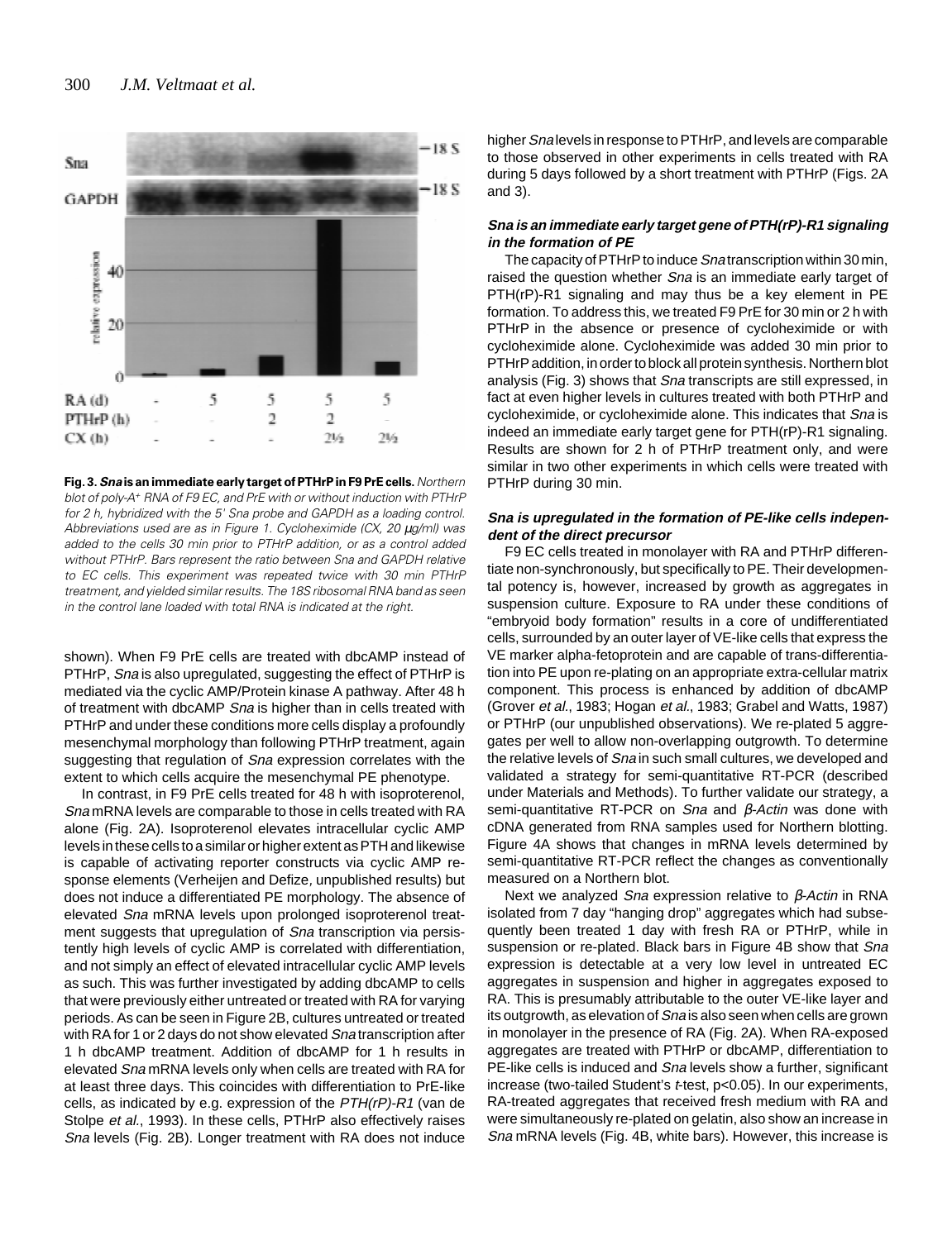Fig. 3. ***Sna* is an immediate early target of PTHrP in F9 PrE cells.** *Northern blot of poly-A+ RNA of F9 EC, and PrE with or without induction with PTHrP for 2 h, hybridized with the 5' Sna probe and GAPDH as a loading control. Abbreviations used are as in Figure 1. Cycloheximide (CX, 20 µg/ml) was added to the cells 30 min prior to PTHrP addition, or as a control added without PTHrP. Bars represent the ratio between Sna and GAPDH relative to EC cells. This experiment was repeated twice with 30 min PTHrP treatment, and yielded similar results. The 18S ribosomal RNA band as seen in the control lane loaded with total RNA is indicated at the right.*

shown). When F9 PrE cells are treated with dbcAMP instead of PTHrP, *Sna* is also upregulated, suggesting the effect of PTHrP is mediated via the cyclic AMP/Protein kinase A pathway. After 48 h of treatment with dbcAMP *Sna* is higher than in cells treated with PTHrP and under these conditions more cells display a profoundly mesenchymal morphology than following PTHrP treatment, again suggesting that regulation of *Sna* expression correlates with the extent to which cells acquire the mesenchymal PE phenotype.

In contrast, in F9 PrE cells treated for 48 h with isoproterenol, *Sna* mRNA levels are comparable to those in cells treated with RA alone (Fig. 2A). Isoproterenol elevates intracellular cyclic AMP levels in these cells to a similar or higher extent as PTH and likewise is capable of activating reporter constructs via cyclic AMP response elements (Verheijen and Defize, unpublished results) but does not induce a differentiated PE morphology. The absence of elevated *Sna* mRNA levels upon prolonged isoproterenol treatment suggests that upregulation of *Sna* transcription via persistently high levels of cyclic AMP is correlated with differentiation, and not simply an effect of elevated intracellular cyclic AMP levels as such. This was further investigated by adding dbcAMP to cells that were previously either untreated or treated with RA for varying periods. As can be seen in Figure 2B, cultures untreated or treated with RA for 1 or 2 days do not show elevated *Sna* transcription after 1 h dbcAMP treatment. Addition of dbcAMP for 1 h results in elevated *Sna* mRNA levels only when cells are treated with RA for at least three days. This coincides with differentiation to PrE-like cells, as indicated by e.g. expression of the *PTH(rP)-R1* (van de Stolpe *et al.*, 1993). In these cells, PTHrP also effectively raises *Sna* levels (Fig. 2B). Longer treatment with RA does not induce higher *Sna* levels in response to PTHrP, and levels are comparable to those observed in other experiments in cells treated with RA during 5 days followed by a short treatment with PTHrP (Figs. 2A and 3).

### *Sna* is an immediate early target gene of PTH(rP)-R1 signaling in the formation of PE

The capacity of PTHrP to induce *Sna* transcription within 30 min, raised the question whether *Sna* is an immediate early target of PTH(rP)-R1 signaling and may thus be a key element in PE formation. To address this, we treated F9 PrE for 30 min or 2 h with PTHrP in the absence or presence of cycloheximide or with cycloheximide alone. Cycloheximide was added 30 min prior to PTHrP addition, in order to block all protein synthesis. Northern blot analysis (Fig. 3) shows that *Sna* transcripts are still expressed, in fact at even higher levels in cultures treated with both PTHrP and cycloheximide, or cycloheximide alone. This indicates that *Sna* is indeed an immediate early target gene for PTH(rP)-R1 signaling. Results are shown for 2 h of PTHrP treatment only, and were similar in two other experiments in which cells were treated with PTHrP during 30 min.

### *Sna* is upregulated in the formation of PE-like cells independent of the direct precursor

F9 EC cells treated in monolayer with RA and PTHrP differentiate non-synchronously, but specifically to PE. Their developmental potency is, however, increased by growth as aggregates in suspension culture. Exposure to RA under these conditions of "embryoid body formation" results in a core of undifferentiated cells, surrounded by an outer layer of VE-like cells that express the VE marker alpha-fetoprotein and are capable of trans-differentiation into PE upon re-plating on an appropriate extra-cellular matrix component. This process is enhanced by addition of dbcAMP (Grover *et al.*, 1983; Hogan *et al.*, 1983; Grabel and Watts, 1987) or PTHrP (our unpublished observations). We re-plated 5 aggregates per well to allow non-overlapping outgrowth. To determine the relative levels of *Sna* in such small cultures, we developed and validated a strategy for semi-quantitative RT-PCR (described under Materials and Methods). To further validate our strategy, a semi-quantitative RT-PCR on *Sna* and *β-Actin* was done with cDNA generated from RNA samples used for Northern blotting. Figure 4A shows that changes in mRNA levels determined by semi-quantitative RT-PCR reflect the changes as conventionally measured on a Northern blot.

Next we analyzed *Sna* expression relative to *β-Actin* in RNA isolated from 7 day "hanging drop" aggregates which had subsequently been treated 1 day with fresh RA or PTHrP, while in suspension or re-plated. Black bars in Figure 4B show that *Sna* expression is detectable at a very low level in untreated EC aggregates in suspension and higher in aggregates exposed to RA. This is presumably attributable to the outer VE-like layer and its outgrowth, as elevation of *Sna* is also seen when cells are grown in monolayer in the presence of RA (Fig. 2A). When RA-exposed aggregates are treated with PTHrP or dbcAMP, differentiation to PE-like cells is induced and *Sna* levels show a further, significant increase (two-tailed Student's *t*-test, $p<0.05$). In our experiments, RA-treated aggregates that received fresh medium with RA and were simultaneously re-plated on gelatin, also show an increase in *Sna* mRNA levels (Fig. 4B, white bars). However, this increase is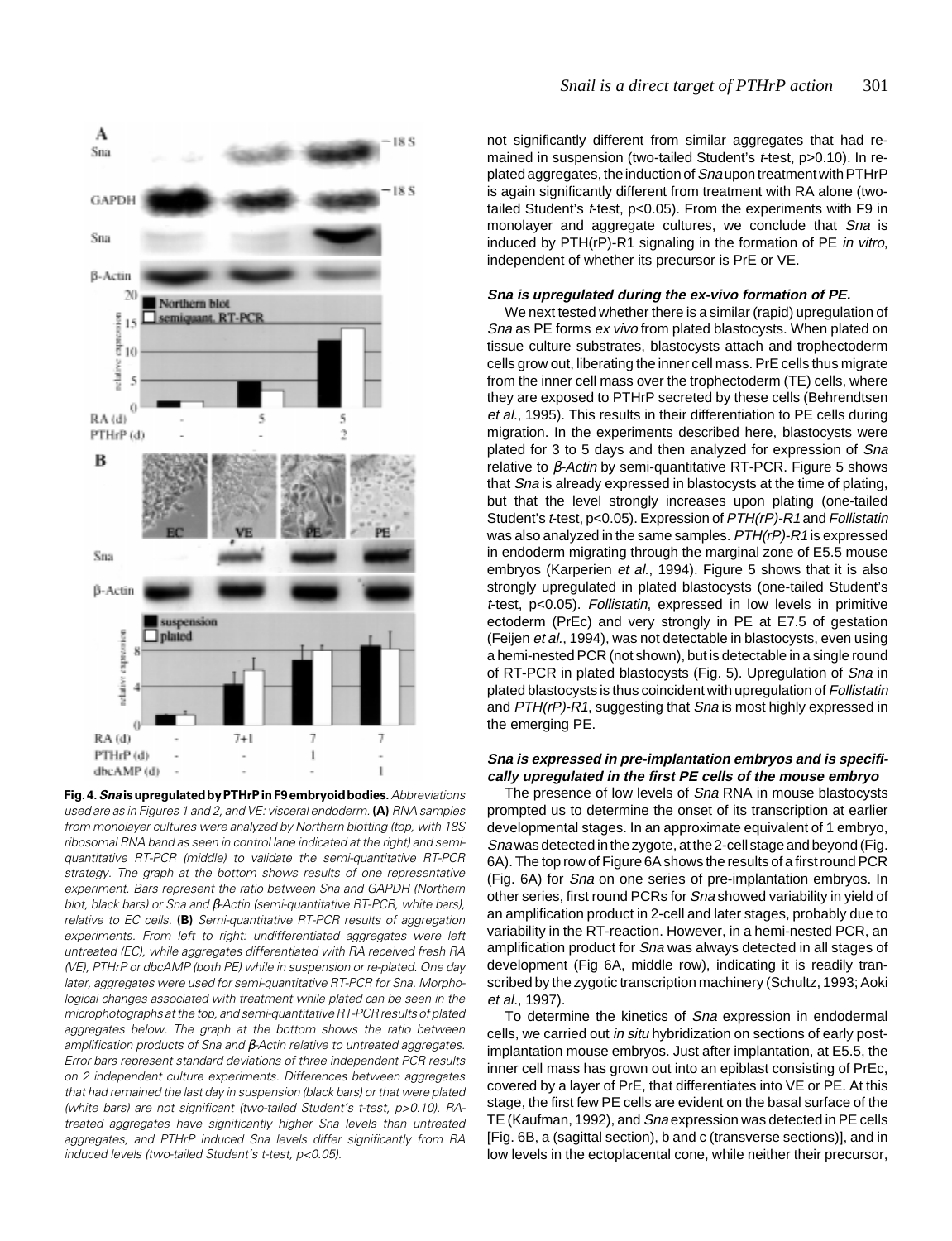not significantly different from similar aggregates that had remained in suspension (two-tailed Student's *t*-test, $p>0.10$). In replated aggregates, the induction of *Sna* upon treatment with PTHrP is again significantly different from treatment with RA alone (two-tailed Student's *t*-test, $p<0.05$). From the experiments with F9 in monolayer and aggregate cultures, we conclude that *Sna* is induced by PTH(rP)-R1 signaling in the formation of PE *in vitro*, independent of whether its precursor is PrE or VE.

#### *Sna* is upregulated during the ex-vivo formation of PE.

We next tested whether there is a similar (rapid) upregulation of *Sna* as PE forms *ex vivo* from plated blastocysts. When plated on tissue culture substrates, blastocysts attach and trophectoderm cells grow out, liberating the inner cell mass. PrE cells thus migrate from the inner cell mass over the trophectoderm (TE) cells, where they are exposed to PTHrP secreted by these cells (Behrendtsen *et al.*, 1995). This results in their differentiation to PE cells during migration. In the experiments described here, blastocysts were plated for 3 to 5 days and then analyzed for expression of *Sna* relative to *β-Actin* by semi-quantitative RT-PCR. Figure 5 shows that *Sna* is already expressed in blastocysts at the time of plating, but that the level strongly increases upon plating (one-tailed Student's *t*-test, $p<0.05$). Expression of *PTH(rP)-R1* and *Follistatin* was also analyzed in the same samples. *PTH(rP)-R1* is expressed in endoderm migrating through the marginal zone of E5.5 mouse embryos (Karperien *et al.*, 1994). Figure 5 shows that it is also strongly upregulated in plated blastocysts (one-tailed Student's *t*-test, $p<0.05$). *Follistatin*, expressed in low levels in primitive ectoderm (PrEc) and very strongly in PE at E7.5 of gestation (Feijen *et al.*, 1994), was not detectable in blastocysts, even using a hemi-nested PCR (not shown), but is detectable in a single round of RT-PCR in plated blastocysts (Fig. 5). Upregulation of *Sna* in plated blastocysts is thus coincident with upregulation of *Follistatin* and *PTH(rP)-R1*, suggesting that *Sna* is most highly expressed in the emerging PE.

#### *Sna* is expressed in pre-implantation embryos and is specifically upregulated in the first PE cells of the mouse embryo

The presence of low levels of *Sna* RNA in mouse blastocysts prompted us to determine the onset of its transcription at earlier developmental stages. In an approximate equivalent of 1 embryo, *Sna* was detected in the zygote, at the 2-cell stage and beyond (Fig. 6A). The top row of Figure 6A shows the results of a first round PCR (Fig. 6A) for *Sna* on one series of pre-implantation embryos. In other series, first round PCRs for *Sna* showed variability in yield of an amplification product in 2-cell and later stages, probably due to variability in the RT-reaction. However, in a hemi-nested PCR, an amplification product for *Sna* was always detected in all stages of development (Fig 6A, middle row), indicating it is readily transcribed by the zygotic transcription machinery (Schultz, 1993; Aoki *et al.*, 1997).

To determine the kinetics of *Sna* expression in endodermal cells, we carried out *in situ* hybridization on sections of early post-implantation mouse embryos. Just after implantation, at E5.5, the inner cell mass has grown out into an epiblast consisting of PrEc, covered by a layer of PrE, that differentiates into VE or PE. At this stage, the first few PE cells are evident on the basal surface of the TE (Kaufman, 1992), and *Sna* expression was detected in PE cells [Fig. 6B, a (sagittal section), b and c (transverse sections)], and in low levels in the ectoplacental cone, while neither their precursor,

**Fig. 4. *Sna* is upregulated by PTHrP in F9 embryoid bodies.** *Abbreviations used are as in Figures 1 and 2, and VE: visceral endoderm.* **(A)** *RNA samples from monolayer cultures were analyzed by Northern blotting (top, with 18S ribosomal RNA band as seen in control lane indicated at the right) and semi-quantitative RT-PCR (middle) to validate the semi-quantitative RT-PCR strategy. The graph at the bottom shows results of one representative experiment. Bars represent the ratio between Sna and GAPDH (Northern blot, black bars) or Sna and β-Actin (semi-quantitative RT-PCR, white bars), relative to EC cells.* **(B)** *Semi-quantitative RT-PCR results of aggregation experiments. From left to right: undifferentiated aggregates were left untreated (EC), while aggregates differentiated with RA received fresh RA (VE), PTHrP or dbcAMP (both PE) while in suspension or re-plated. One day later, aggregates were used for semi-quantitative RT-PCR for Sna. Morphological changes associated with treatment while plated can be seen in the microphotographs at the top, and semi-quantitative RT-PCR results of plated aggregates below. The graph at the bottom shows the ratio between amplification products of Sna and β-Actin relative to untreated aggregates. Error bars represent standard deviations of three independent PCR results on 2 independent culture experiments. Differences between aggregates that had remained the last day in suspension (black bars) or that were plated (white bars) are not significant (two-tailed Student's t-test, $p>0.10$). RA-treated aggregates have significantly higher Sna levels than untreated aggregates, and PTHrP induced Sna levels differ significantly from RA induced levels (two-tailed Student's t-test, $p<0.05$).*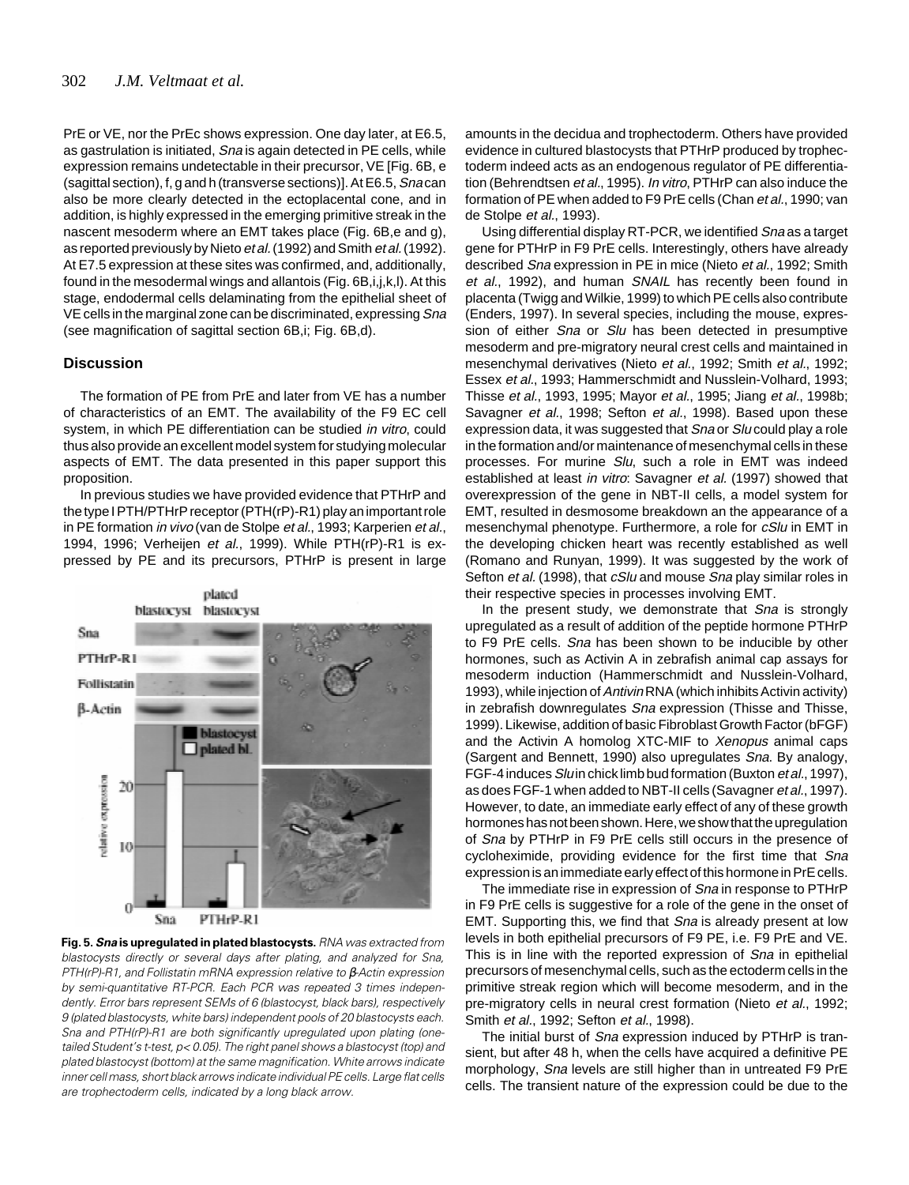PrE or VE, nor the PrEc shows expression. One day later, at E6.5, as gastrulation is initiated, *Sna* is again detected in PE cells, while expression remains undetectable in their precursor, VE [Fig. 6B, e (sagittal section), f, g and h (transverse sections)]. At E6.5, *Sna* can also be more clearly detected in the ectoplacental cone, and in addition, is highly expressed in the emerging primitive streak in the nascent mesoderm where an EMT takes place (Fig. 6B,e and g), as reported previously by Nieto *et al.* (1992) and Smith *et al.* (1992). At E7.5 expression at these sites was confirmed, and, additionally, found in the mesodermal wings and allantois (Fig. 6B,i,j,k,l). At this stage, endodermal cells delaminating from the epithelial sheet of VE cells in the marginal zone can be discriminated, expressing *Sna* (see magnification of sagittal section 6B,i; Fig. 6B,d).

## Discussion

The formation of PE from PrE and later from VE has a number of characteristics of an EMT. The availability of the F9 EC cell system, in which PE differentiation can be studied *in vitro*, could thus also provide an excellent model system for studying molecular aspects of EMT. The data presented in this paper support this proposition.

In previous studies we have provided evidence that PTHrP and the type I PTH/PTHrP receptor (PTH(rP)-R1) play an important role in PE formation *in vivo* (van de Stolpe *et al.*, 1993; Karperien *et al.*, 1994, 1996; Verheijen *et al.*, 1999). While PTH(rP)-R1 is expressed by PE and its precursors, PTHrP is present in large amounts in the decidua and trophectoderm. Others have provided evidence in cultured blastocysts that PTHrP produced by trophectoderm indeed acts as an endogenous regulator of PE differentiation (Behrendtsen *et al.*, 1995). *In vitro*, PTHrP can also induce the formation of PE when added to F9 PrE cells (Chan *et al.*, 1990; van de Stolpe *et al.*, 1993).

**Fig. 5. *Sna* is upregulated in plated blastocysts.** *RNA was extracted from blastocysts directly or several days after plating, and analyzed for Sna, PTH(rP)-R1, and Follistatin mRNA expression relative to β-Actin expression by semi-quantitative RT-PCR. Each PCR was repeated 3 times independently. Error bars represent SEMs of 6 (blastocyst, black bars), respectively 9 (plated blastocysts, white bars) independent pools of 20 blastocysts each. Sna and PTH(rP)-R1 are both significantly upregulated upon plating (one-tailed Student's t-test, p< 0.05). The right panel shows a blastocyst (top) and plated blastocyst (bottom) at the same magnification. White arrows indicate inner cell mass, short black arrows indicate individual PE cells. Large flat cells are trophectoderm cells, indicated by a long black arrow.*

Using differential display RT-PCR, we identified *Sna* as a target gene for PTHrP in F9 PrE cells. Interestingly, others have already described *Sna* expression in PE in mice (Nieto *et al.*, 1992; Smith *et al.*, 1992), and human *SNAIL* has recently been found in placenta (Twigg and Wilkie, 1999) to which PE cells also contribute (Enders, 1997). In several species, including the mouse, expression of either *Sna* or *Slu* has been detected in presumptive mesoderm and pre-migratory neural crest cells and maintained in mesenchymal derivatives (Nieto *et al.*, 1992; Smith *et al.*, 1992; Essex *et al.*, 1993; Hammerschmidt and Nusslein-Volhard, 1993; Thisse *et al.*, 1993, 1995; Mayor *et al.*, 1995; Jiang *et al.*, 1998b; Savagner *et al.*, 1998; Sefton *et al.*, 1998). Based upon these expression data, it was suggested that *Sna* or *Slu* could play a role in the formation and/or maintenance of mesenchymal cells in these processes. For murine *Slu*, such a role in EMT was indeed established at least *in vitro*: Savagner *et al.* (1997) showed that overexpression of the gene in NBT-II cells, a model system for EMT, resulted in desmosome breakdown an the appearance of a mesenchymal phenotype. Furthermore, a role for *cSlu* in EMT in the developing chicken heart was recently established as well (Romano and Runyan, 1999). It was suggested by the work of Sefton *et al.* (1998), that *cSlu* and mouse *Sna* play similar roles in their respective species in processes involving EMT.

In the present study, we demonstrate that *Sna* is strongly upregulated as a result of addition of the peptide hormone PTHrP to F9 PrE cells. *Sna* has been shown to be inducible by other hormones, such as Activin A in zebrafish animal cap assays for mesoderm induction (Hammerschmidt and Nusslein-Volhard, 1993), while injection of *Antivin* RNA (which inhibits Activin activity) in zebrafish downregulates *Sna* expression (Thisse and Thisse, 1999). Likewise, addition of basic Fibroblast Growth Factor (bFGF) and the Activin A homolog XTC-MIF to *Xenopus* animal caps (Sargent and Bennett, 1990) also upregulates *Sna*. By analogy, FGF-4 induces *Slu* in chick limb bud formation (Buxton *et al.*, 1997), as does FGF-1 when added to NBT-II cells (Savagner *et al.*, 1997). However, to date, an immediate early effect of any of these growth hormones has not been shown. Here, we show that the upregulation of *Sna* by PTHrP in F9 PrE cells still occurs in the presence of cycloheximide, providing evidence for the first time that *Sna* expression is an immediate early effect of this hormone in PrE cells.

The immediate rise in expression of *Sna* in response to PTHrP in F9 PrE cells is suggestive for a role of the gene in the onset of EMT. Supporting this, we find that *Sna* is already present at low levels in both epithelial precursors of F9 PE, i.e. F9 PrE and VE. This is in line with the reported expression of *Sna* in epithelial precursors of mesenchymal cells, such as the ectoderm cells in the primitive streak region which will become mesoderm, and in the pre-migratory cells in neural crest formation (Nieto *et al.*, 1992; Smith *et al.*, 1992; Sefton *et al.*, 1998).

The initial burst of *Sna* expression induced by PTHrP is transient, but after 48 h, when the cells have acquired a definitive PE morphology, *Sna* levels are still higher than in untreated F9 PrE cells. The transient nature of the expression could be due to the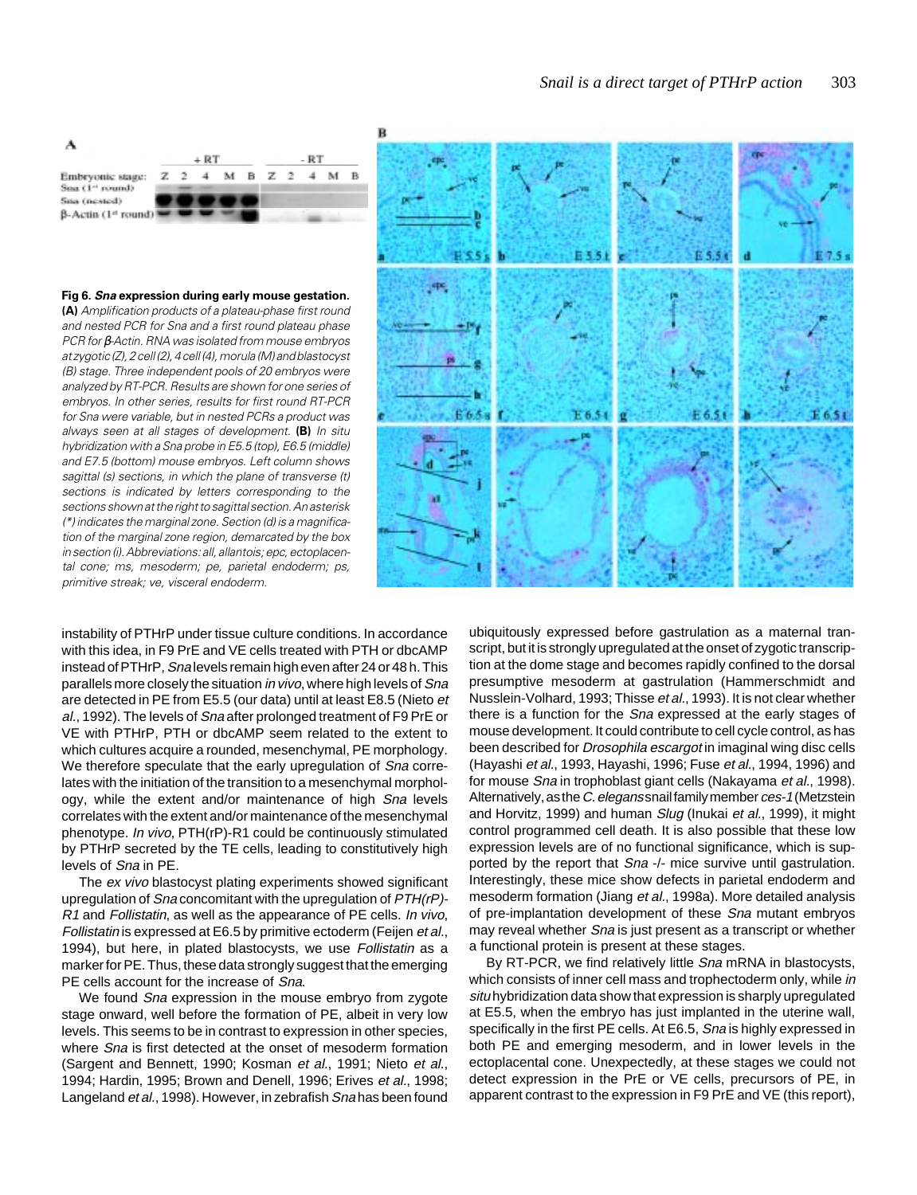**Fig 6. *Sna* expression during early mouse gestation. (A)** *Amplification products of a plateau-phase first round and nested PCR for Sna and a first round plateau phase PCR for β-Actin. RNA was isolated from mouse embryos at zygotic (Z), 2 cell (2), 4 cell (4), morula (M) and blastocyst (B) stage. Three independent pools of 20 embryos were analyzed by RT-PCR. Results are shown for one series of embryos. In other series, results for first round RT-PCR for Sna were variable, but in nested PCRs a product was always seen at all stages of development.* **(B)** *In situ hybridization with a Sna probe in E5.5 (top), E6.5 (middle) and E7.5 (bottom) mouse embryos. Left column shows sagittal (s) sections, in which the plane of transverse (t) sections is indicated by letters corresponding to the sections shown at the right to sagittal section. An asterisk (\*) indicates the marginal zone. Section (d) is a magnification of the marginal zone region, demarcated by the box in section (i). Abbreviations: all, allantois; epc, ectoplacental cone; ms, mesoderm; pe, parietal endoderm; ps, primitive streak; ve, visceral endoderm.*

instability of PTHrP under tissue culture conditions. In accordance with this idea, in F9 PrE and VE cells treated with PTH or dbcAMP instead of PTHrP, *Sna* levels remain high even after 24 or 48 h. This parallels more closely the situation *in vivo*, where high levels of *Sna* are detected in PE from E5.5 (our data) until at least E8.5 (Nieto *et al.*, 1992). The levels of *Sna* after prolonged treatment of F9 PrE or VE with PTHrP, PTH or dbcAMP seem related to the extent to which cultures acquire a rounded, mesenchymal, PE morphology. We therefore speculate that the early upregulation of *Sna* correlates with the initiation of the transition to a mesenchymal morphology, while the extent and/or maintenance of high *Sna* levels correlates with the extent and/or maintenance of the mesenchymal phenotype. *In vivo*, PTH(rP)-R1 could be continuously stimulated by PTHrP secreted by the TE cells, leading to constitutively high levels of *Sna* in PE.

The *ex vivo* blastocyst plating experiments showed significant upregulation of *Sna* concomitant with the upregulation of *PTH(rP)-R1* and *Follistatin*, as well as the appearance of PE cells. *In vivo*, *Follistatin* is expressed at E6.5 by primitive ectoderm (Feijen *et al.*, 1994), but here, in plated blastocysts, we use *Follistatin* as a marker for PE. Thus, these data strongly suggest that the emerging PE cells account for the increase of *Sna*.

We found *Sna* expression in the mouse embryo from zygote stage onward, well before the formation of PE, albeit in very low levels. This seems to be in contrast to expression in other species, where *Sna* is first detected at the onset of mesoderm formation (Sargent and Bennett, 1990; Kosman *et al.*, 1991; Nieto *et al.*, 1994; Hardin, 1995; Brown and Denell, 1996; Erives *et al.*, 1998; Langeland *et al.*, 1998). However, in zebrafish *Sna* has been found ubiquitously expressed before gastrulation as a maternal transcript, but it is strongly upregulated at the onset of zygotic transcription at the dome stage and becomes rapidly confined to the dorsal presumptive mesoderm at gastrulation (Hammerschmidt and Nusslein-Volhard, 1993; Thisse *et al.*, 1993). It is not clear whether there is a function for the *Sna* expressed at the early stages of mouse development. It could contribute to cell cycle control, as has been described for *Drosophila escargot* in imaginal wing disc cells (Hayashi *et al.*, 1993, Hayashi, 1996; Fuse *et al.*, 1994, 1996) and for mouse *Sna* in trophoblast giant cells (Nakayama *et al.*, 1998). Alternatively, as the *C. elegans* snail family member *ces-1* (Metzstein and Horvitz, 1999) and human *Slug* (Inukai *et al.*, 1999), it might control programmed cell death. It is also possible that these low expression levels are of no functional significance, which is supported by the report that *Sna* -/- mice survive until gastrulation. Interestingly, these mice show defects in parietal endoderm and mesoderm formation (Jiang *et al.*, 1998a). More detailed analysis of pre-implantation development of these *Sna* mutant embryos may reveal whether *Sna* is just present as a transcript or whether a functional protein is present at these stages.

By RT-PCR, we find relatively little *Sna* mRNA in blastocysts, which consists of inner cell mass and trophectoderm only, while *in situ* hybridization data show that expression is sharply upregulated at E5.5, when the embryo has just implanted in the uterine wall, specifically in the first PE cells. At E6.5, *Sna* is highly expressed in both PE and emerging mesoderm, and in lower levels in the ectoplacental cone. Unexpectedly, at these stages we could not detect expression in the PrE or VE cells, precursors of PE, in apparent contrast to the expression in F9 PrE and VE (this report),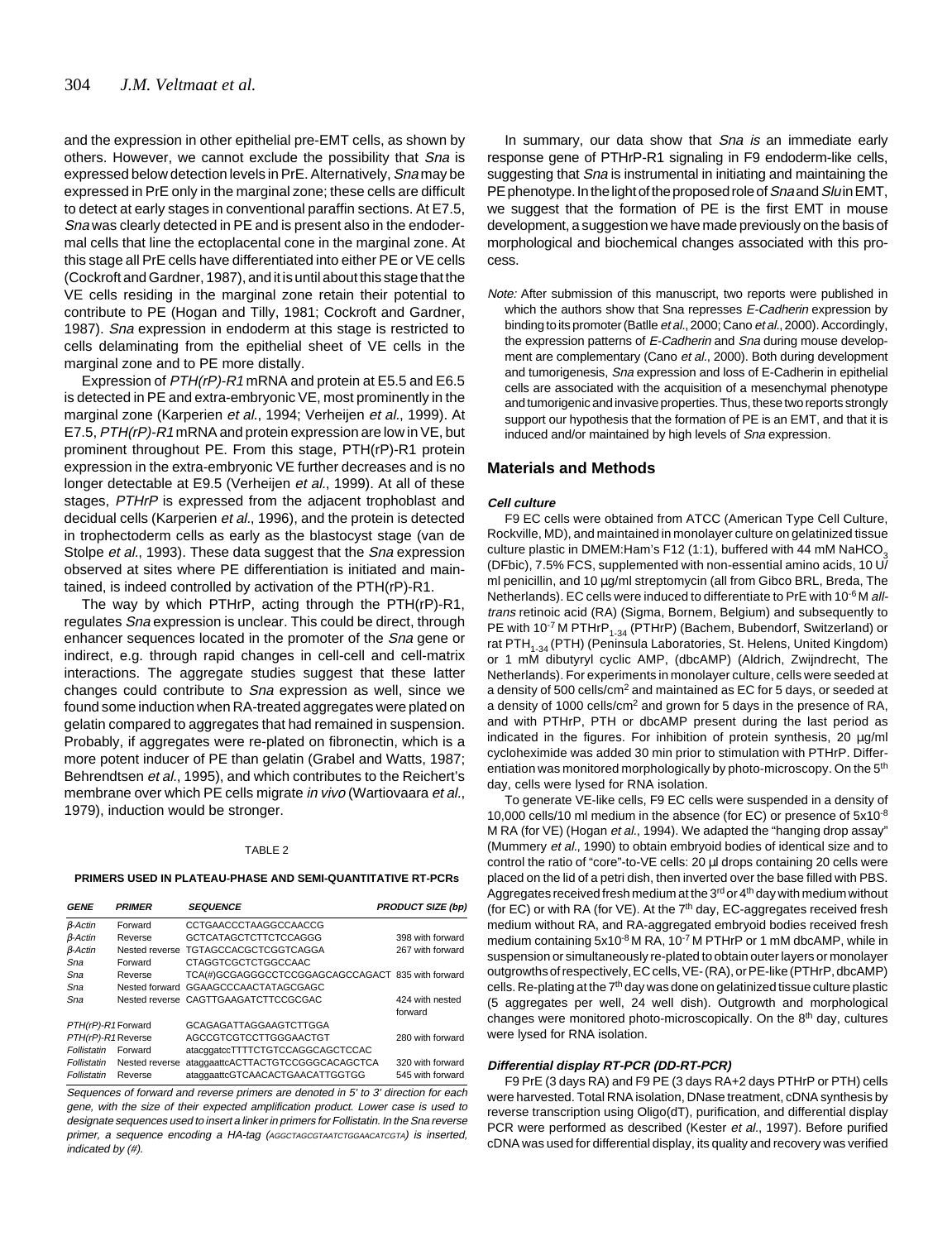and the expression in other epithelial pre-EMT cells, as shown by others. However, we cannot exclude the possibility that *Sna* is expressed below detection levels in PrE. Alternatively, *Sna* may be expressed in PrE only in the marginal zone; these cells are difficult to detect at early stages in conventional paraffin sections. At E7.5, *Sna* was clearly detected in PE and is present also in the endodermal cells that line the ectoplacental cone in the marginal zone. At this stage all PrE cells have differentiated into either PE or VE cells (Cockroft and Gardner, 1987), and it is until about this stage that the VE cells residing in the marginal zone retain their potential to contribute to PE (Hogan and Tilly, 1981; Cockroft and Gardner, 1987). *Sna* expression in endoderm at this stage is restricted to cells delaminating from the epithelial sheet of VE cells in the marginal zone and to PE more distally.

Expression of *PTH(rP)-R1* mRNA and protein at E5.5 and E6.5 is detected in PE and extra-embryonic VE, most prominently in the marginal zone (Karperien *et al.*, 1994; Verheijen *et al.*, 1999). At E7.5, *PTH(rP)-R1* mRNA and protein expression are low in VE, but prominent throughout PE. From this stage, PTH(rP)-R1 protein expression in the extra-embryonic VE further decreases and is no longer detectable at E9.5 (Verheijen *et al.*, 1999). At all of these stages, *PTHrP* is expressed from the adjacent trophoblast and decidual cells (Karperien *et al.*, 1996), and the protein is detected in trophectoderm cells as early as the blastocyst stage (van de Stolpe *et al.*, 1993). These data suggest that the *Sna* expression observed at sites where PE differentiation is initiated and maintained, is indeed controlled by activation of the PTH(rP)-R1.

The way by which PTHrP, acting through the PTH(rP)-R1, regulates *Sna* expression is unclear. This could be direct, through enhancer sequences located in the promoter of the *Sna* gene or indirect, e.g. through rapid changes in cell-cell and cell-matrix interactions. The aggregate studies suggest that these latter changes could contribute to *Sna* expression as well, since we found some induction when RA-treated aggregates were plated on gelatin compared to aggregates that had remained in suspension. Probably, if aggregates were re-plated on fibronectin, which is a more potent inducer of PE than gelatin (Grabel and Watts, 1987; Behrendtsen *et al.*, 1995), and which contributes to the Reichert's membrane over which PE cells migrate *in vivo* (Wartiovaara *et al.*, 1979), induction would be stronger.

TABLE 2

**PRIMERS USED IN PLATEAU-PHASE AND SEMI-QUANTITATIVE RT-PCRs**

| GENE | PRIMER | SEQUENCE | PRODUCT SIZE (bp) |
|---|---|---|---|
| β-Actin | Forward | CCTGAACCCTAAGGCCAACCG | |
| β-Actin | Reverse | GCTCATAGCTCTTCTCCAGGG | 398 with forward |
| β-Actin | Nested reverse | TGTAGCCACGCTCGGTCAGGA | 267 with forward |
| Sna | Forward | CTAGGTCGCTCTGGCCAAC | |
| Sna | Reverse | TCA(#)GCGAGGGCCTCCGGAGCAGCCAGACT | 835 with forward |
| Sna | Nested forward | GGAAGCCCAACTATAGCGAGC | |
| Sna | Nested reverse | CAGTTGAAGATCTTCCGCGAC | 424 with nested forward |
| PTH(rP)-R1 | Forward | GCAGAGATTAGGAAGTCTTGGA | |
| PTH(rP)-R1 | Reverse | AGCCGTCGTCCTTGGGAACTGT | 280 with forward |
| Follistatin | Forward | atacggatccTTTTCTGTCCAGGCAGCTCCAC | |
| Follistatin | Nested reverse | ataggaattcACTTACTGTCCGGGCACAGCTCA | 320 with forward |
| Follistatin | Reverse | ataggaattcGTCAACACTGAACATTGGTGG | 545 with forward |

*Sequences of forward and reverse primers are denoted in 5' to 3' direction for each gene, with the size of their expected amplification product. Lower case is used to designate sequences used to insert a linker in primers for Follistatin. In the Sna reverse primer, a sequence encoding a HA-tag (AGGCTAGCGTAATCTGGAACATCGTA) is inserted, indicated by (#).*

In summary, our data show that *Sna is* an immediate early response gene of PTHrP-R1 signaling in F9 endoderm-like cells, suggesting that *Sna* is instrumental in initiating and maintaining the PE phenotype. In the light of the proposed role of *Sna* and *Slu* in EMT, we suggest that the formation of PE is the first EMT in mouse development, a suggestion we have made previously on the basis of morphological and biochemical changes associated with this process.

*Note:* After submission of this manuscript, two reports were published in which the authors show that Sna represses *E-Cadherin* expression by binding to its promoter (Batlle *et al.*, 2000; Cano *et al.*, 2000). Accordingly, the expression patterns of *E-Cadherin* and *Sna* during mouse development are complementary (Cano *et al.*, 2000). Both during development and tumorigenesis, *Sna* expression and loss of E-Cadherin in epithelial cells are associated with the acquisition of a mesenchymal phenotype and tumorigenic and invasive properties. Thus, these two reports strongly support our hypothesis that the formation of PE is an EMT, and that it is induced and/or maintained by high levels of *Sna* expression.

## Materials and Methods

### Cell culture

F9 EC cells were obtained from ATCC (American Type Cell Culture, Rockville, MD), and maintained in monolayer culture on gelatinized tissue culture plastic in DMEM:Ham's F12 (1:1), buffered with 44 mM $NaHCO_3$ (DFbic), 7.5% FCS, supplemented with non-essential amino acids, 10 U/ml penicillin, and 10 µg/ml streptomycin (all from Gibco BRL, Breda, The Netherlands). EC cells were induced to differentiate to PrE with $10^{-6}$ M *all-trans* retinoic acid (RA) (Sigma, Bornem, Belgium) and subsequently to PE with $10^{-7}$ M $PTHrP_{1-34}$ (PTHrP) (Bachem, Bubendorf, Switzerland) or rat $PTH_{1-34}$ (PTH) (Peninsula Laboratories, St. Helens, United Kingdom) or 1 mM dibutyryl cyclic AMP, (dbcAMP) (Aldrich, Zwijndrecht, The Netherlands). For experiments in monolayer culture, cells were seeded at a density of 500 cells/cm$^2$ and maintained as EC for 5 days, or seeded at a density of 1000 cells/cm$^2$ and grown for 5 days in the presence of RA, and with PTHrP, PTH or dbcAMP present during the last period as indicated in the figures. For inhibition of protein synthesis, 20 µg/ml cycloheximide was added 30 min prior to stimulation with PTHrP. Differentiation was monitored morphologically by photo-microscopy. On the 5$^{th}$ day, cells were lysed for RNA isolation.

To generate VE-like cells, F9 EC cells were suspended in a density of 10,000 cells/10 ml medium in the absence (for EC) or presence of $5 \times 10^{-8}$ M RA (for VE) (Hogan *et al.*, 1994). We adapted the "hanging drop assay" (Mummery *et al.*, 1990) to obtain embryoid bodies of identical size and to control the ratio of "core"-to-VE cells: 20 µl drops containing 20 cells were placed on the lid of a petri dish, then inverted over the base filled with PBS. Aggregates received fresh medium at the 3$^{rd}$ or 4$^{th}$ day with medium without (for EC) or with RA (for VE). At the 7$^{th}$ day, EC-aggregates received fresh medium without RA, and RA-aggregated embryoid bodies received fresh medium containing $5 \times 10^{-8}$ M RA, $10^{-7}$ M PTHrP or 1 mM dbcAMP, while in suspension or simultaneously re-plated to obtain outer layers or monolayer outgrowths of respectively, EC cells, VE- (RA), or PE-like (PTHrP, dbcAMP) cells. Re-plating at the 7$^{th}$ day was done on gelatinized tissue culture plastic (5 aggregates per well, 24 well dish). Outgrowth and morphological changes were monitored photo-microscopically. On the 8$^{th}$ day, cultures were lysed for RNA isolation.

### Differential display RT-PCR (DD-RT-PCR)

F9 PrE (3 days RA) and F9 PE (3 days RA+2 days PTHrP or PTH) cells were harvested. Total RNA isolation, DNase treatment, cDNA synthesis by reverse transcription using Oligo(dT), purification, and differential display PCR were performed as described (Kester *et al.*, 1997). Before purified cDNA was used for differential display, its quality and recovery was verified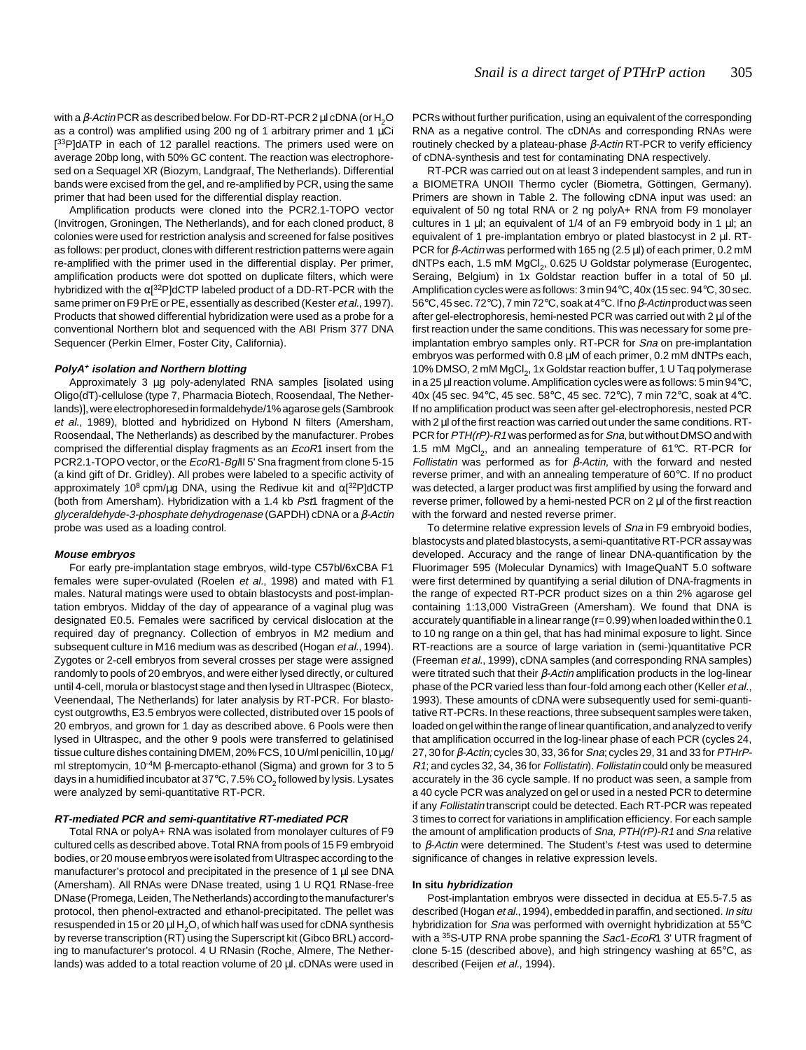with a *β-Actin* PCR as described below. For DD-RT-PCR 2 µl cDNA (or $H_2O$ as a control) was amplified using 200 ng of 1 arbitrary primer and 1 µCi [$^{33}$P]dATP in each of 12 parallel reactions. The primers used were on average 20bp long, with 50% GC content. The reaction was electrophoresed on a Sequagel XR (Biozym, Landgraaf, The Netherlands). Differential bands were excised from the gel, and re-amplified by PCR, using the same primer that had been used for the differential display reaction.

Amplification products were cloned into the PCR2.1-TOPO vector (Invitrogen, Groningen, The Netherlands), and for each cloned product, 8 colonies were used for restriction analysis and screened for false positives as follows: per product, clones with different restriction patterns were again re-amplified with the primer used in the differential display. Per primer, amplification products were dot spotted on duplicate filters, which were hybridized with the α[$^{32}$P]dCTP labeled product of a DD-RT-PCR with the same primer on F9 PrE or PE, essentially as described (Kester *et al.*, 1997). Products that showed differential hybridization were used as a probe for a conventional Northern blot and sequenced with the ABI Prism 377 DNA Sequencer (Perkin Elmer, Foster City, California).

#### *PolyA⁺ isolation and Northern blotting*

Approximately 3 µg poly-adenylated RNA samples [isolated using Oligo(dT)-cellulose (type 7, Pharmacia Biotech, Roosendaal, The Netherlands)], were electrophoresed in formaldehyde/1% agarose gels (Sambrook *et al.*, 1989), blotted and hybridized on Hybond N filters (Amersham, Roosendaal, The Netherlands) as described by the manufacturer. Probes comprised the differential display fragments as an *EcoR*1 insert from the PCR2.1-TOPO vector, or the *EcoR*1-*Bgl*II 5' Sna fragment from clone 5-15 (a kind gift of Dr. Gridley). All probes were labeled to a specific activity of approximately $10^8$ cpm/µg DNA, using the Redivue kit and α[$^{32}$P]dCTP (both from Amersham). Hybridization with a 1.4 kb *Pst*1 fragment of the *glyceraldehyde-3-phosphate dehydrogenase* (GAPDH) cDNA or a *β-Actin* probe was used as a loading control.

#### *Mouse embryos*

For early pre-implantation stage embryos, wild-type C57bl/6xCBA F1 females were super-ovulated (Roelen *et al.*, 1998) and mated with F1 males. Natural matings were used to obtain blastocysts and post-implantation embryos. Midday of the day of appearance of a vaginal plug was designated E0.5. Females were sacrificed by cervical dislocation at the required day of pregnancy. Collection of embryos in M2 medium and subsequent culture in M16 medium was as described (Hogan *et al.*, 1994). Zygotes or 2-cell embryos from several crosses per stage were assigned randomly to pools of 20 embryos, and were either lysed directly, or cultured until 4-cell, morula or blastocyst stage and then lysed in Ultraspec (Biotecx, Veenendaal, The Netherlands) for later analysis by RT-PCR. For blastocyst outgrowths, E3.5 embryos were collected, distributed over 15 pools of 20 embryos, and grown for 1 day as described above. 6 Pools were then lysed in Ultraspec, and the other 9 pools were transferred to gelatinised tissue culture dishes containing DMEM, 20% FCS, 10 U/ml penicillin, 10 µg/ml streptomycin, $10^{-4}$M β-mercapto-ethanol (Sigma) and grown for 3 to 5 days in a humidified incubator at 37°C, 7.5% $CO_2$ followed by lysis. Lysates were analyzed by semi-quantitative RT-PCR.

#### *RT-mediated PCR and semi-quantitative RT-mediated PCR*

Total RNA or polyA+ RNA was isolated from monolayer cultures of F9 cultured cells as described above. Total RNA from pools of 15 F9 embryoid bodies, or 20 mouse embryos were isolated from Ultraspec according to the manufacturer's protocol and precipitated in the presence of 1 µl see DNA (Amersham). All RNAs were DNase treated, using 1 U RQ1 RNase-free DNase (Promega, Leiden, The Netherlands) according to the manufacturer's protocol, then phenol-extracted and ethanol-precipitated. The pellet was resuspended in 15 or 20 µl $H_2O$, of which half was used for cDNA synthesis by reverse transcription (RT) using the Superscript kit (Gibco BRL) according to manufacturer's protocol. 4 U RNasin (Roche, Almere, The Netherlands) was added to a total reaction volume of 20 µl. cDNAs were used in PCRs without further purification, using an equivalent of the corresponding RNA as a negative control. The cDNAs and corresponding RNAs were routinely checked by a plateau-phase *β-Actin* RT-PCR to verify efficiency of cDNA-synthesis and test for contaminating DNA respectively.

RT-PCR was carried out on at least 3 independent samples, and run in a BIOMETRA UNOII Thermo cycler (Biometra, Göttingen, Germany). Primers are shown in Table 2. The following cDNA input was used: an equivalent of 50 ng total RNA or 2 ng polyA+ RNA from F9 monolayer cultures in 1 µl; an equivalent of 1/4 of an F9 embryoid body in 1 µl; an equivalent of 1 pre-implantation embryo or plated blastocyst in 2 µl. RT-PCR for *β-Actin* was performed with 165 ng (2.5 µl) of each primer, 0.2 mM dNTPs each, 1.5 mM $MgCl_2$, 0.625 U Goldstar polymerase (Eurogentec, Seraing, Belgium) in 1x Goldstar reaction buffer in a total of 50 µl. Amplification cycles were as follows: 3 min 94°C, 40x (15 sec. 94°C, 30 sec. 56°C, 45 sec. 72°C), 7 min 72°C, soak at 4°C. If no *β-Actin* product was seen after gel-electrophoresis, hemi-nested PCR was carried out with 2 µl of the first reaction under the same conditions. This was necessary for some pre-implantation embryo samples only. RT-PCR for *Sna* on pre-implantation embryos was performed with 0.8 µM of each primer, 0.2 mM dNTPs each, 10% DMSO, 2 mM $MgCl_2$, 1x Goldstar reaction buffer, 1 U Taq polymerase in a 25 µl reaction volume. Amplification cycles were as follows: 5 min 94°C, 40x (45 sec. 94°C, 45 sec. 58°C, 45 sec. 72°C), 7 min 72°C, soak at 4°C. If no amplification product was seen after gel-electrophoresis, nested PCR with 2 µl of the first reaction was carried out under the same conditions. RT-PCR for *PTH(rP)-R1* was performed as for *Sna*, but without DMSO and with 1.5 mM $MgCl_2$, and an annealing temperature of 61°C. RT-PCR for *Follistatin* was performed as for *β-Actin*, with the forward and nested reverse primer, and with an annealing temperature of 60°C. If no product was detected, a larger product was first amplified by using the forward and reverse primer, followed by a hemi-nested PCR on 2 µl of the first reaction with the forward and nested reverse primer.

To determine relative expression levels of *Sna* in F9 embryoid bodies, blastocysts and plated blastocysts, a semi-quantitative RT-PCR assay was developed. Accuracy and the range of linear DNA-quantification by the Fluorimager 595 (Molecular Dynamics) with ImageQuaNT 5.0 software were first determined by quantifying a serial dilution of DNA-fragments in the range of expected RT-PCR product sizes on a thin 2% agarose gel containing 1:13,000 VistraGreen (Amersham). We found that DNA is accurately quantifiable in a linear range (r= 0.99) when loaded within the 0.1 to 10 ng range on a thin gel, that has had minimal exposure to light. Since RT-reactions are a source of large variation in (semi-)quantitative PCR (Freeman *et al.*, 1999), cDNA samples (and corresponding RNA samples) were titrated such that their *β-Actin* amplification products in the log-linear phase of the PCR varied less than four-fold among each other (Keller *et al.*, 1993). These amounts of cDNA were subsequently used for semi-quantitative RT-PCRs. In these reactions, three subsequent samples were taken, loaded on gel within the range of linear quantification, and analyzed to verify that amplification occurred in the log-linear phase of each PCR (cycles 24, 27, 30 for *β-Actin;* cycles 30, 33, 36 for *Sna*; cycles 29, 31 and 33 for *PTHrP-R1*; and cycles 32, 34, 36 for *Follistatin*). *Follistatin* could only be measured accurately in the 36 cycle sample. If no product was seen, a sample from a 40 cycle PCR was analyzed on gel or used in a nested PCR to determine if any *Follistatin* transcript could be detected. Each RT-PCR was repeated 3 times to correct for variations in amplification efficiency. For each sample the amount of amplification products of *Sna, PTH(rP)-R1* and *Sna* relative to *β-Actin* were determined. The Student's *t*-test was used to determine significance of changes in relative expression levels.

#### In situ *hybridization*

Post-implantation embryos were dissected in decidua at E5.5-7.5 as described (Hogan *et al.*, 1994), embedded in paraffin, and sectioned. *In situ* hybridization for *Sna* was performed with overnight hybridization at 55°C with a $^{35}$S-UTP RNA probe spanning the *Sac*1-*EcoR*1 3' UTR fragment of clone 5-15 (described above), and high stringency washing at 65°C, as described (Feijen *et al.*, 1994).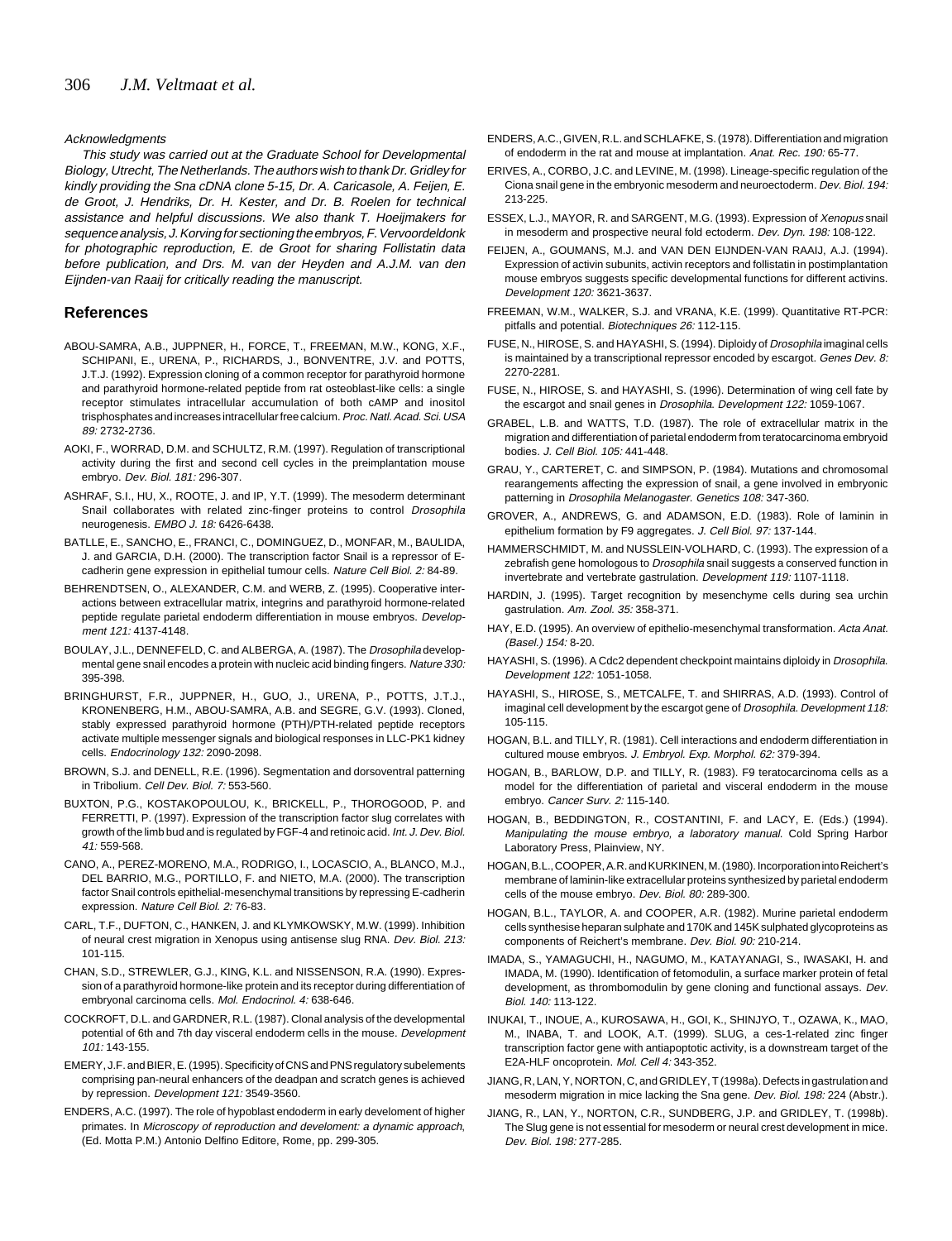*Acknowledgments*

*This study was carried out at the Graduate School for Developmental Biology, Utrecht, The Netherlands. The authors wish to thank Dr. Gridley for kindly providing the Sna cDNA clone 5-15, Dr. A. Caricasole, A. Feijen, E. de Groot, J. Hendriks, Dr. H. Kester, and Dr. B. Roelen for technical assistance and helpful discussions. We also thank T. Hoeijmakers for sequence analysis, J. Korving for sectioning the embryos, F. Vervoordeldonk for photographic reproduction, E. de Groot for sharing Follistatin data before publication, and Drs. M. van der Heyden and A.J.M. van den Eijnden-van Raaij for critically reading the manuscript.*

## References

ABOU-SAMRA, A.B., JUPPNER, H., FORCE, T., FREEMAN, M.W., KONG, X.F., SCHIPANI, E., URENA, P., RICHARDS, J., BONVENTRE, J.V. and POTTS, J.T.J. (1992). Expression cloning of a common receptor for parathyroid hormone and parathyroid hormone-related peptide from rat osteoblast-like cells: a single receptor stimulates intracellular accumulation of both cAMP and inositol trisphosphates and increases intracellular free calcium. *Proc. Natl. Acad. Sci. USA 89:* 2732-2736.

AOKI, F., WORRAD, D.M. and SCHULTZ, R.M. (1997). Regulation of transcriptional activity during the first and second cell cycles in the preimplantation mouse embryo. *Dev. Biol. 181:* 296-307.

ASHRAF, S.I., HU, X., ROOTE, J. and IP, Y.T. (1999). The mesoderm determinant Snail collaborates with related zinc-finger proteins to control *Drosophila* neurogenesis. *EMBO J. 18:* 6426-6438.

BATLLE, E., SANCHO, E., FRANCI, C., DOMINGUEZ, D., MONFAR, M., BAULIDA, J. and GARCIA, D.H. (2000). The transcription factor Snail is a repressor of E-cadherin gene expression in epithelial tumour cells. *Nature Cell Biol. 2:* 84-89.

BEHRENDTSEN, O., ALEXANDER, C.M. and WERB, Z. (1995). Cooperative interactions between extracellular matrix, integrins and parathyroid hormone-related peptide regulate parietal endoderm differentiation in mouse embryos. *Development 121:* 4137-4148.

BOULAY, J.L., DENNEFELD, C. and ALBERGA, A. (1987). The *Drosophila* developmental gene snail encodes a protein with nucleic acid binding fingers. *Nature 330:* 395-398.

BRINGHURST, F.R., JUPPNER, H., GUO, J., URENA, P., POTTS, J.T.J., KRONENBERG, H.M., ABOU-SAMRA, A.B. and SEGRE, G.V. (1993). Cloned, stably expressed parathyroid hormone (PTH)/PTH-related peptide receptors activate multiple messenger signals and biological responses in LLC-PK1 kidney cells. *Endocrinology 132:* 2090-2098.

BROWN, S.J. and DENELL, R.E. (1996). Segmentation and dorsoventral patterning in Tribolium. *Cell Dev. Biol. 7:* 553-560.

BUXTON, P.G., KOSTAKOPOULOU, K., BRICKELL, P., THOROGOOD, P. and FERRETTI, P. (1997). Expression of the transcription factor slug correlates with growth of the limb bud and is regulated by FGF-4 and retinoic acid. *Int. J. Dev. Biol. 41:* 559-568.

CANO, A., PEREZ-MORENO, M.A., RODRIGO, I., LOCASCIO, A., BLANCO, M.J., DEL BARRIO, M.G., PORTILLO, F. and NIETO, M.A. (2000). The transcription factor Snail controls epithelial-mesenchymal transitions by repressing E-cadherin expression. *Nature Cell Biol. 2:* 76-83.

CARL, T.F., DUFTON, C., HANKEN, J. and KLYMKOWSKY, M.W. (1999). Inhibition of neural crest migration in Xenopus using antisense slug RNA. *Dev. Biol. 213:* 101-115.

CHAN, S.D., STREWLER, G.J., KING, K.L. and NISSENSON, R.A. (1990). Expression of a parathyroid hormone-like protein and its receptor during differentiation of embryonal carcinoma cells. *Mol. Endocrinol. 4:* 638-646.

COCKROFT, D.L. and GARDNER, R.L. (1987). Clonal analysis of the developmental potential of 6th and 7th day visceral endoderm cells in the mouse. *Development 101:* 143-155.

EMERY, J.F. and BIER, E. (1995). Specificity of CNS and PNS regulatory subelements comprising pan-neural enhancers of the deadpan and scratch genes is achieved by repression. *Development 121:* 3549-3560.

ENDERS, A.C. (1997). The role of hypoblast endoderm in early develoment of higher primates. In *Microscopy of reproduction and develoment: a dynamic approach*, (Ed. Motta P.M.) Antonio Delfino Editore, Rome, pp. 299-305.

ENDERS, A.C., GIVEN, R.L. and SCHLAFKE, S. (1978). Differentiation and migration of endoderm in the rat and mouse at implantation. *Anat. Rec. 190:* 65-77.

ERIVES, A., CORBO, J.C. and LEVINE, M. (1998). Lineage-specific regulation of the Ciona snail gene in the embryonic mesoderm and neuroectoderm. *Dev. Biol. 194:* 213-225.

ESSEX, L.J., MAYOR, R. and SARGENT, M.G. (1993). Expression of *Xenopus* snail in mesoderm and prospective neural fold ectoderm. *Dev. Dyn. 198:* 108-122.

FEIJEN, A., GOUMANS, M.J. and VAN DEN EIJNDEN-VAN RAAIJ, A.J. (1994). Expression of activin subunits, activin receptors and follistatin in postimplantation mouse embryos suggests specific developmental functions for different activins. *Development 120:* 3621-3637.

FREEMAN, W.M., WALKER, S.J. and VRANA, K.E. (1999). Quantitative RT-PCR: pitfalls and potential. *Biotechniques 26:* 112-115.

FUSE, N., HIROSE, S. and HAYASHI, S. (1994). Diploidy of *Drosophila* imaginal cells is maintained by a transcriptional repressor encoded by escargot. *Genes Dev. 8:* 2270-2281.

FUSE, N., HIROSE, S. and HAYASHI, S. (1996). Determination of wing cell fate by the escargot and snail genes in *Drosophila. Development 122:* 1059-1067.

GRABEL, L.B. and WATTS, T.D. (1987). The role of extracellular matrix in the migration and differentiation of parietal endoderm from teratocarcinoma embryoid bodies. *J. Cell Biol. 105:* 441-448.

GRAU, Y., CARTERET, C. and SIMPSON, P. (1984). Mutations and chromosomal rearangements affecting the expression of snail, a gene involved in embryonic patterning in *Drosophila Melanogaster. Genetics 108:* 347-360.

GROVER, A., ANDREWS, G. and ADAMSON, E.D. (1983). Role of laminin in epithelium formation by F9 aggregates. *J. Cell Biol. 97:* 137-144.

HAMMERSCHMIDT, M. and NUSSLEIN-VOLHARD, C. (1993). The expression of a zebrafish gene homologous to *Drosophila* snail suggests a conserved function in invertebrate and vertebrate gastrulation. *Development 119:* 1107-1118.

HARDIN, J. (1995). Target recognition by mesenchyme cells during sea urchin gastrulation. *Am. Zool. 35:* 358-371.

HAY, E.D. (1995). An overview of epithelio-mesenchymal transformation. *Acta Anat. (Basel.) 154:* 8-20.

HAYASHI, S. (1996). A Cdc2 dependent checkpoint maintains diploidy in *Drosophila. Development 122:* 1051-1058.

HAYASHI, S., HIROSE, S., METCALFE, T. and SHIRRAS, A.D. (1993). Control of imaginal cell development by the escargot gene of *Drosophila. Development 118:* 105-115.

HOGAN, B.L. and TILLY, R. (1981). Cell interactions and endoderm differentiation in cultured mouse embryos. *J. Embryol. Exp. Morphol. 62:* 379-394.

HOGAN, B., BARLOW, D.P. and TILLY, R. (1983). F9 teratocarcinoma cells as a model for the differentiation of parietal and visceral endoderm in the mouse embryo. *Cancer Surv. 2:* 115-140.

HOGAN, B., BEDDINGTON, R., COSTANTINI, F. and LACY, E. (Eds.) (1994). *Manipulating the mouse embryo, a laboratory manual.* Cold Spring Harbor Laboratory Press, Plainview, NY.

HOGAN, B.L., COOPER, A.R. and KURKINEN, M. (1980). Incorporation into Reichert's membrane of laminin-like extracellular proteins synthesized by parietal endoderm cells of the mouse embryo. *Dev. Biol. 80:* 289-300.

HOGAN, B.L., TAYLOR, A. and COOPER, A.R. (1982). Murine parietal endoderm cells synthesise heparan sulphate and 170K and 145K sulphated glycoproteins as components of Reichert's membrane. *Dev. Biol. 90:* 210-214.

IMADA, S., YAMAGUCHI, H., NAGUMO, M., KATAYANAGI, S., IWASAKI, H. and IMADA, M. (1990). Identification of fetomodulin, a surface marker protein of fetal development, as thrombomodulin by gene cloning and functional assays. *Dev. Biol. 140:* 113-122.

INUKAI, T., INOUE, A., KUROSAWA, H., GOI, K., SHINJYO, T., OZAWA, K., MAO, M., INABA, T. and LOOK, A.T. (1999). SLUG, a ces-1-related zinc finger transcription factor gene with antiapoptotic activity, is a downstream target of the E2A-HLF oncoprotein. *Mol. Cell 4:* 343-352.

JIANG, R, LAN, Y, NORTON, C, and GRIDLEY, T (1998a). Defects in gastrulation and mesoderm migration in mice lacking the Sna gene. *Dev. Biol. 198:* 224 (Abstr.).

JIANG, R., LAN, Y., NORTON, C.R., SUNDBERG, J.P. and GRIDLEY, T. (1998b). The Slug gene is not essential for mesoderm or neural crest development in mice. *Dev. Biol. 198:* 277-285.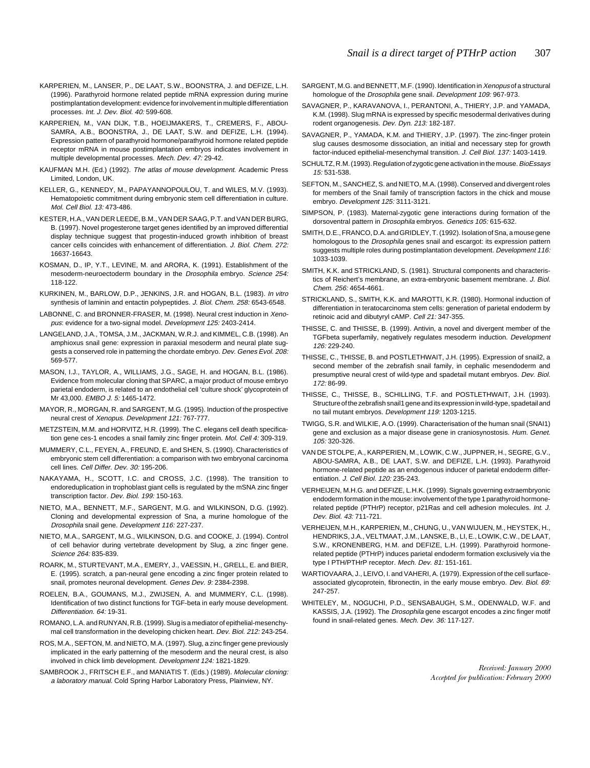KARPERIEN, M., LANSER, P., DE LAAT, S.W., BOONSTRA, J. and DEFIZE, L.H. (1996). Parathyroid hormone related peptide mRNA expression during murine postimplantation development: evidence for involvement in multiple differentiation processes. *Int. J. Dev. Biol. 40:* 599-608.

KARPERIEN, M., VAN DIJK, T.B., HOEIJMAKERS, T., CREMERS, F., ABOU-SAMRA, A.B., BOONSTRA, J., DE LAAT, S.W. and DEFIZE, L.H. (1994). Expression pattern of parathyroid hormone/parathyroid hormone related peptide receptor mRNA in mouse postimplantation embryos indicates involvement in multiple developmental processes. *Mech. Dev. 47:* 29-42.

KAUFMAN M.H. (Ed.) (1992). *The atlas of mouse development.* Academic Press Limited, London, UK.

KELLER, G., KENNEDY, M., PAPAYANNOPOULOU, T. and WILES, M.V. (1993). Hematopoietic commitment during embryonic stem cell differentiation in culture. *Mol. Cell Biol. 13:* 473-486.

KESTER, H.A., VAN DER LEEDE, B.M., VAN DER SAAG, P.T. and VAN DER BURG, B. (1997). Novel progesterone target genes identified by an improved differential display technique suggest that progestin-induced growth inhibition of breast cancer cells coincides with enhancement of differentiation. *J. Biol. Chem. 272:* 16637-16643.

KOSMAN, D., IP, Y.T., LEVINE, M. and ARORA, K. (1991). Establishment of the mesoderm-neuroectoderm boundary in the *Drosophila* embryo. *Science 254:* 118-122.

KURKINEN, M., BARLOW, D.P., JENKINS, J.R. and HOGAN, B.L. (1983). *In vitro* synthesis of laminin and entactin polypeptides. *J. Biol. Chem. 258:* 6543-6548.

LABONNE, C. and BRONNER-FRASER, M. (1998). Neural crest induction in *Xenopus*: evidence for a two-signal model. *Development 125:* 2403-2414.

LANGELAND, J.A., TOMSA, J.M., JACKMAN, W.R.J. and KIMMEL, C.B. (1998). An amphioxus snail gene: expression in paraxial mesoderm and neural plate suggests a conserved role in patterning the chordate embryo. *Dev. Genes Evol. 208:* 569-577.

MASON, I.J., TAYLOR, A., WILLIAMS, J.G., SAGE, H. and HOGAN, B.L. (1986). Evidence from molecular cloning that SPARC, a major product of mouse embryo parietal endoderm, is related to an endothelial cell 'culture shock' glycoprotein of Mr 43,000. *EMBO J. 5:* 1465-1472.

MAYOR, R., MORGAN, R. and SARGENT, M.G. (1995). Induction of the prospective neural crest of *Xenopus. Development 121:* 767-777.

METZSTEIN, M.M. and HORVITZ, H.R. (1999). The C. elegans cell death specification gene ces-1 encodes a snail family zinc finger protein. *Mol. Cell 4:* 309-319.

MUMMERY, C.L., FEYEN, A., FREUND, E. and SHEN, S. (1990). Characteristics of embryonic stem cell differentiation: a comparison with two embryonal carcinoma cell lines. *Cell Differ. Dev. 30:* 195-206.

NAKAYAMA, H., SCOTT, I.C. and CROSS, J.C. (1998). The transition to endoreduplication in trophoblast giant cells is regulated by the mSNA zinc finger transcription factor. *Dev. Biol. 199:* 150-163.

NIETO, M.A., BENNETT, M.F., SARGENT, M.G. and WILKINSON, D.G. (1992). Cloning and developmental expression of Sna, a murine homologue of the *Drosophila* snail gene. *Development 116:* 227-237.

NIETO, M.A., SARGENT, M.G., WILKINSON, D.G. and COOKE, J. (1994). Control of cell behavior during vertebrate development by Slug, a zinc finger gene. *Science 264:* 835-839.

ROARK, M., STURTEVANT, M.A., EMERY, J., VAESSIN, H., GRELL, E. and BIER, E. (1995). scratch, a pan-neural gene encoding a zinc finger protein related to snail, promotes neuronal development. *Genes Dev. 9:* 2384-2398.

ROELEN, B.A., GOUMANS, M.J., ZWIJSEN, A. and MUMMERY, C.L. (1998). Identification of two distinct functions for TGF-beta in early mouse development. *Differentiation. 64:* 19-31.

ROMANO, L.A. and RUNYAN, R.B. (1999). Slug is a mediator of epithelial-mesenchymal cell transformation in the developing chicken heart. *Dev. Biol. 212:* 243-254.

ROS, M.A., SEFTON, M. and NIETO, M.A. (1997). Slug, a zinc finger gene previously implicated in the early patterning of the mesoderm and the neural crest, is also involved in chick limb development. *Development 124:* 1821-1829.

SAMBROOK J., FRITSCH E.F., and MANIATIS T. (Eds.) (1989). *Molecular cloning: a laboratory manual.* Cold Spring Harbor Laboratory Press, Plainview, NY.

SARGENT, M.G. and BENNETT, M.F. (1990). Identification in *Xenopus* of a structural homologue of the *Drosophila* gene snail. *Development 109:* 967-973.

SAVAGNER, P., KARAVANOVA, I., PERANTONI, A., THIERY, J.P. and YAMADA, K.M. (1998). Slug mRNA is expressed by specific mesodermal derivatives during rodent organogenesis. *Dev. Dyn. 213:* 182-187.

SAVAGNER, P., YAMADA, K.M. and THIERY, J.P. (1997). The zinc-finger protein slug causes desmosome dissociation, an initial and necessary step for growth factor-induced epithelial-mesenchymal transition. *J. Cell Biol. 137:* 1403-1419.

SCHULTZ, R.M. (1993). Regulation of zygotic gene activation in the mouse. *BioEssays 15:* 531-538.

SEFTON, M., SANCHEZ, S. and NIETO, M.A. (1998). Conserved and divergent roles for members of the Snail family of transcription factors in the chick and mouse embryo. *Development 125:* 3111-3121.

SIMPSON, P. (1983). Maternal-zygotic gene interactions during formation of the dorsoventral pattern in *Drosophila* embryos. *Genetics 105:* 615-632.

SMITH, D.E., FRANCO, D.A. and GRIDLEY, T. (1992). Isolation of Sna, a mouse gene homologous to the *Drosophila* genes snail and escargot: its expression pattern suggests multiple roles during postimplantation development. *Development 116:* 1033-1039.

SMITH, K.K. and STRICKLAND, S. (1981). Structural components and characteristics of Reichert's membrane, an extra-embryonic basement membrane. *J. Biol. Chem. 256:* 4654-4661.

STRICKLAND, S., SMITH, K.K. and MAROTTI, K.R. (1980). Hormonal induction of differentiation in teratocarcinoma stem cells: generation of parietal endoderm by retinoic acid and dibutyryl cAMP. *Cell 21:* 347-355.

THISSE, C. and THISSE, B. (1999). Antivin, a novel and divergent member of the TGFbeta superfamily, negatively regulates mesoderm induction. *Development 126:* 229-240.

THISSE, C., THISSE, B. and POSTLETHWAIT, J.H. (1995). Expression of snail2, a second member of the zebrafish snail family, in cephalic mesendoderm and presumptive neural crest of wild-type and spadetail mutant embryos. *Dev. Biol. 172:* 86-99.

THISSE, C., THISSE, B., SCHILLING, T.F. and POSTLETHWAIT, J.H. (1993). Structure of the zebrafish snail1 gene and its expression in wild-type, spadetail and no tail mutant embryos. *Development 119:* 1203-1215.

TWIGG, S.R. and WILKIE, A.O. (1999). Characterisation of the human snail (SNAI1) gene and exclusion as a major disease gene in craniosynostosis. *Hum. Genet. 105:* 320-326.

VAN DE STOLPE, A., KARPERIEN, M., LOWIK, C.W., JUPPNER, H., SEGRE, G.V., ABOU-SAMRA, A.B., DE LAAT, S.W. and DEFIZE, L.H. (1993). Parathyroid hormone-related peptide as an endogenous inducer of parietal endoderm differentiation. *J. Cell Biol. 120:* 235-243.

VERHEIJEN, M.H.G. and DEFIZE, L.H.K. (1999). Signals governing extraembryonic endoderm formation in the mouse: involvement of the type 1 parathyroid hormone-related peptide (PTHrP) receptor, p21Ras and cell adhesion molecules. *Int. J. Dev. Biol. 43:* 711-721.

VERHEIJEN, M.H., KARPERIEN, M., CHUNG, U., VAN WIJUEN, M., HEYSTEK, H., HENDRIKS, J.A., VELTMAAT, J.M., LANSKE, B., LI, E., LOWIK, C.W., DE LAAT, S.W., KRONENBERG, H.M. and DEFIZE, L.H. (1999). Parathyroid hormone-related peptide (PTHrP) induces parietal endoderm formation exclusively via the type I PTH/PTHrP receptor. *Mech. Dev. 81:* 151-161.

WARTIOVAARA, J., LEIVO, I. and VAHERI, A. (1979). Expression of the cell surface-associated glycoprotein, fibronectin, in the early mouse embryo. *Dev. Biol. 69:* 247-257.

WHITELEY, M., NOGUCHI, P.D., SENSABAUGH, S.M., ODENWALD, W.F. and KASSIS, J.A. (1992). The *Drosophila* gene escargot encodes a zinc finger motif found in snail-related genes. *Mech. Dev. 36:* 117-127.

*Received: January 2000*
*Accepted for publication: February 2000*